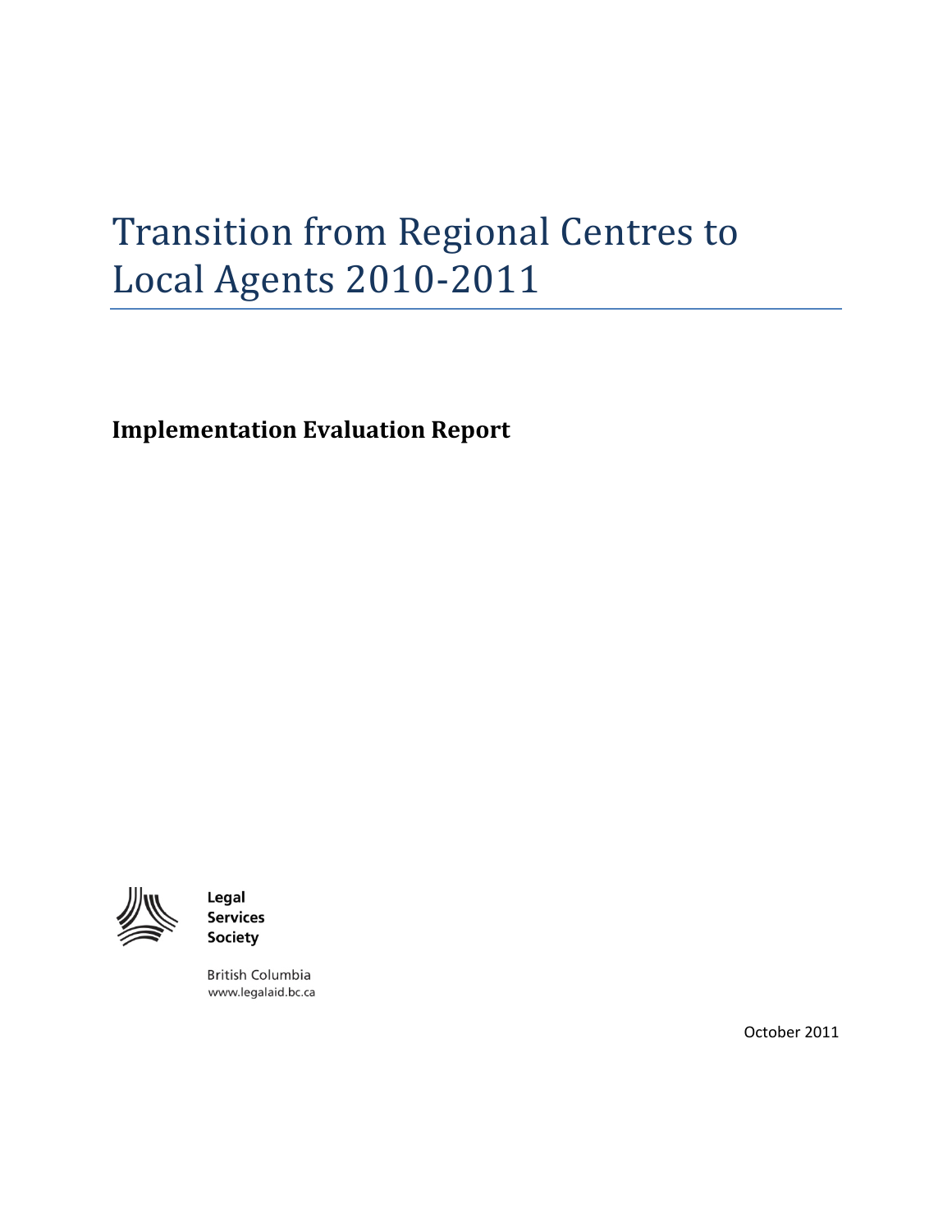# Transition from Regional Centres to Local Agents 2010-2011

**Implementation Evaluation Report**

Legal Services Society

British Columbia
www.legalaid.bc.ca

October 2011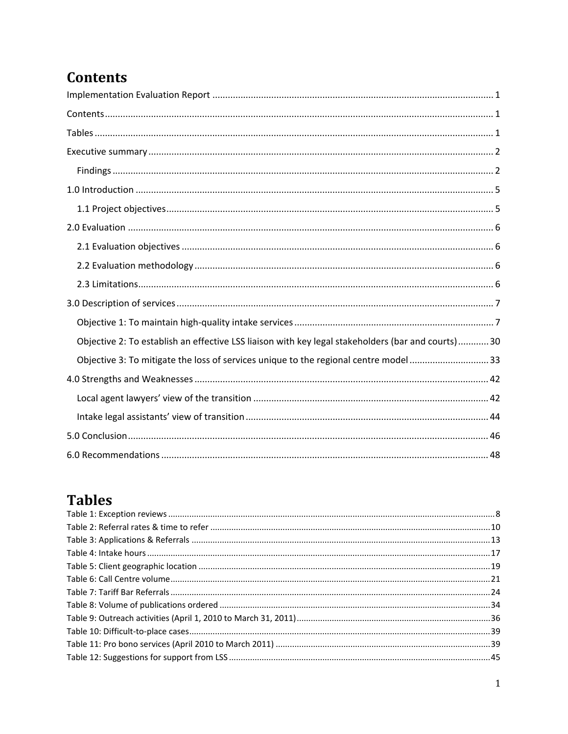# Contents

Implementation Evaluation Report ........................................ 1

Contents ........................................ 1

Tables ........................................ 1

Executive summary ........................................ 2

- Findings ........................................ 2

1.0 Introduction ........................................ 5

- 1.1 Project objectives ........................................ 5

2.0 Evaluation ........................................ 6

- 2.1 Evaluation objectives ........................................ 6
- 2.2 Evaluation methodology ........................................ 6
- 2.3 Limitations ........................................ 6

3.0 Description of services ........................................ 7

- Objective 1: To maintain high-quality intake services ........................................ 7
- Objective 2: To establish an effective LSS liaison with key legal stakeholders (bar and courts) ........................................ 30
- Objective 3: To mitigate the loss of services unique to the regional centre model ........................................ 33

4.0 Strengths and Weaknesses ........................................ 42

- Local agent lawyers' view of the transition ........................................ 42
- Intake legal assistants' view of transition ........................................ 44

5.0 Conclusion ........................................ 46

6.0 Recommendations ........................................ 48

# Tables

Table 1: Exception reviews ........................................ 8

Table 2: Referral rates & time to refer ........................................ 10

Table 3: Applications & Referrals ........................................ 13

Table 4: Intake hours ........................................ 17

Table 5: Client geographic location ........................................ 19

Table 6: Call Centre volume ........................................ 21

Table 7: Tariff Bar Referrals ........................................ 24

Table 8: Volume of publications ordered ........................................ 34

Table 9: Outreach activities (April 1, 2010 to March 31, 2011) ........................................ 36

Table 10: Difficult-to-place cases ........................................ 39

Table 11: Pro bono services (April 2010 to March 2011) ........................................ 39

Table 12: Suggestions for support from LSS ........................................ 45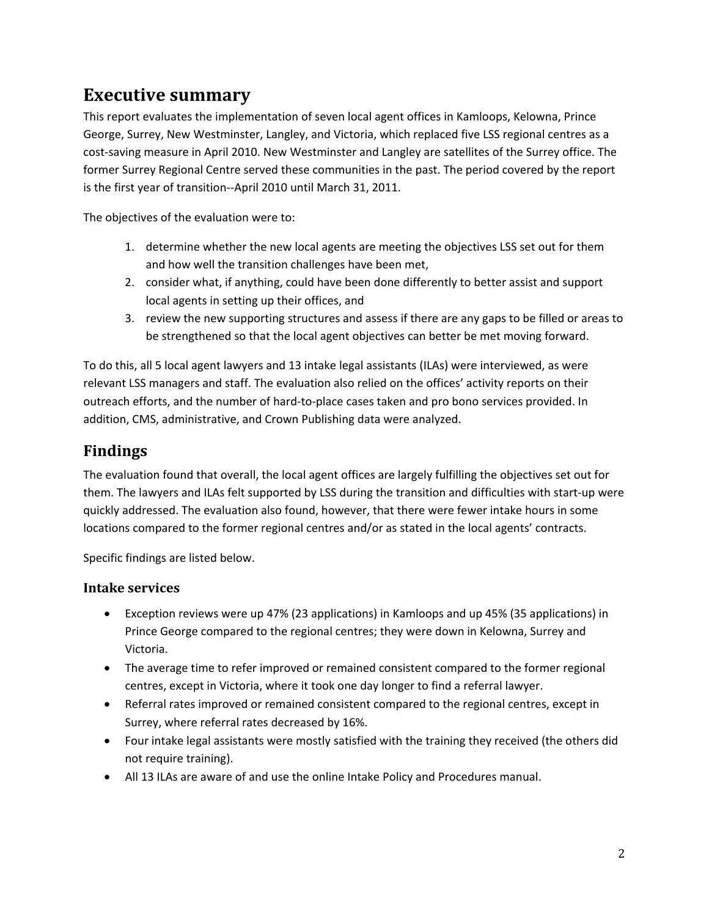## Executive summary

This report evaluates the implementation of seven local agent offices in Kamloops, Kelowna, Prince George, Surrey, New Westminster, Langley, and Victoria, which replaced five LSS regional centres as a cost-saving measure in April 2010. New Westminster and Langley are satellites of the Surrey office. The former Surrey Regional Centre served these communities in the past. The period covered by the report is the first year of transition--April 2010 until March 31, 2011.

The objectives of the evaluation were to:

1. determine whether the new local agents are meeting the objectives LSS set out for them and how well the transition challenges have been met,
2. consider what, if anything, could have been done differently to better assist and support local agents in setting up their offices, and
3. review the new supporting structures and assess if there are any gaps to be filled or areas to be strengthened so that the local agent objectives can better be met moving forward.

To do this, all 5 local agent lawyers and 13 intake legal assistants (ILAs) were interviewed, as were relevant LSS managers and staff. The evaluation also relied on the offices' activity reports on their outreach efforts, and the number of hard-to-place cases taken and pro bono services provided. In addition, CMS, administrative, and Crown Publishing data were analyzed.

## Findings

The evaluation found that overall, the local agent offices are largely fulfilling the objectives set out for them. The lawyers and ILAs felt supported by LSS during the transition and difficulties with start-up were quickly addressed. The evaluation also found, however, that there were fewer intake hours in some locations compared to the former regional centres and/or as stated in the local agents' contracts.

Specific findings are listed below.

### Intake services

- Exception reviews were up 47% (23 applications) in Kamloops and up 45% (35 applications) in Prince George compared to the regional centres; they were down in Kelowna, Surrey and Victoria.
- The average time to refer improved or remained consistent compared to the former regional centres, except in Victoria, where it took one day longer to find a referral lawyer.
- Referral rates improved or remained consistent compared to the regional centres, except in Surrey, where referral rates decreased by 16%.
- Four intake legal assistants were mostly satisfied with the training they received (the others did not require training).
- All 13 ILAs are aware of and use the online Intake Policy and Procedures manual.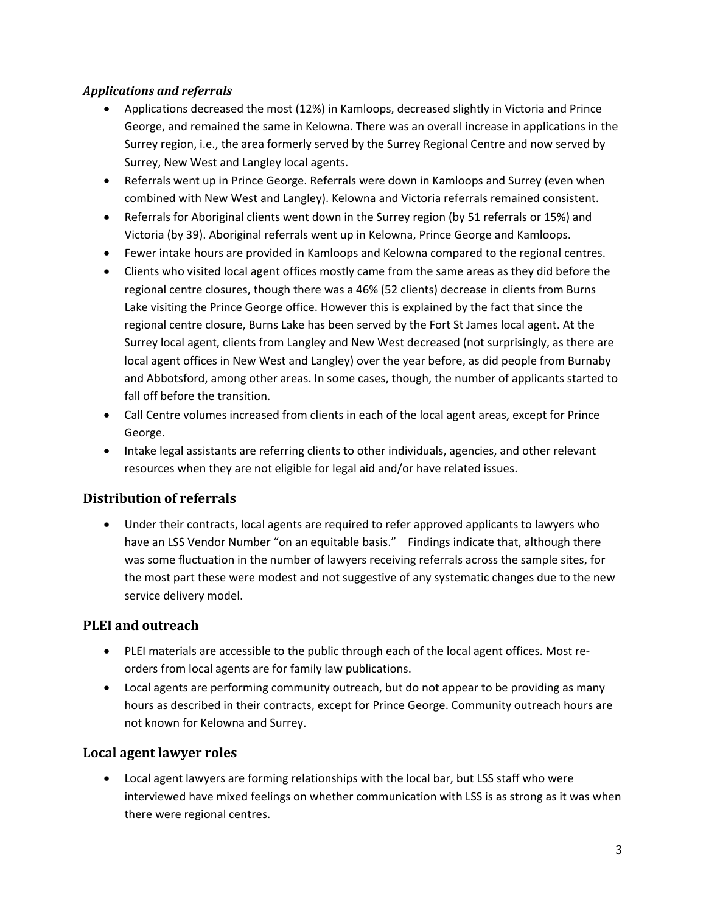### *Applications and referrals*

- Applications decreased the most (12%) in Kamloops, decreased slightly in Victoria and Prince George, and remained the same in Kelowna. There was an overall increase in applications in the Surrey region, i.e., the area formerly served by the Surrey Regional Centre and now served by Surrey, New West and Langley local agents.
- Referrals went up in Prince George. Referrals were down in Kamloops and Surrey (even when combined with New West and Langley). Kelowna and Victoria referrals remained consistent.
- Referrals for Aboriginal clients went down in the Surrey region (by 51 referrals or 15%) and Victoria (by 39). Aboriginal referrals went up in Kelowna, Prince George and Kamloops.
- Fewer intake hours are provided in Kamloops and Kelowna compared to the regional centres.
- Clients who visited local agent offices mostly came from the same areas as they did before the regional centre closures, though there was a 46% (52 clients) decrease in clients from Burns Lake visiting the Prince George office. However this is explained by the fact that since the regional centre closure, Burns Lake has been served by the Fort St James local agent. At the Surrey local agent, clients from Langley and New West decreased (not surprisingly, as there are local agent offices in New West and Langley) over the year before, as did people from Burnaby and Abbotsford, among other areas. In some cases, though, the number of applicants started to fall off before the transition.
- Call Centre volumes increased from clients in each of the local agent areas, except for Prince George.
- Intake legal assistants are referring clients to other individuals, agencies, and other relevant resources when they are not eligible for legal aid and/or have related issues.

## Distribution of referrals

- Under their contracts, local agents are required to refer approved applicants to lawyers who have an LSS Vendor Number "on an equitable basis." Findings indicate that, although there was some fluctuation in the number of lawyers receiving referrals across the sample sites, for the most part these were modest and not suggestive of any systematic changes due to the new service delivery model.

## PLEI and outreach

- PLEI materials are accessible to the public through each of the local agent offices. Most re-orders from local agents are for family law publications.
- Local agents are performing community outreach, but do not appear to be providing as many hours as described in their contracts, except for Prince George. Community outreach hours are not known for Kelowna and Surrey.

## Local agent lawyer roles

- Local agent lawyers are forming relationships with the local bar, but LSS staff who were interviewed have mixed feelings on whether communication with LSS is as strong as it was when there were regional centres.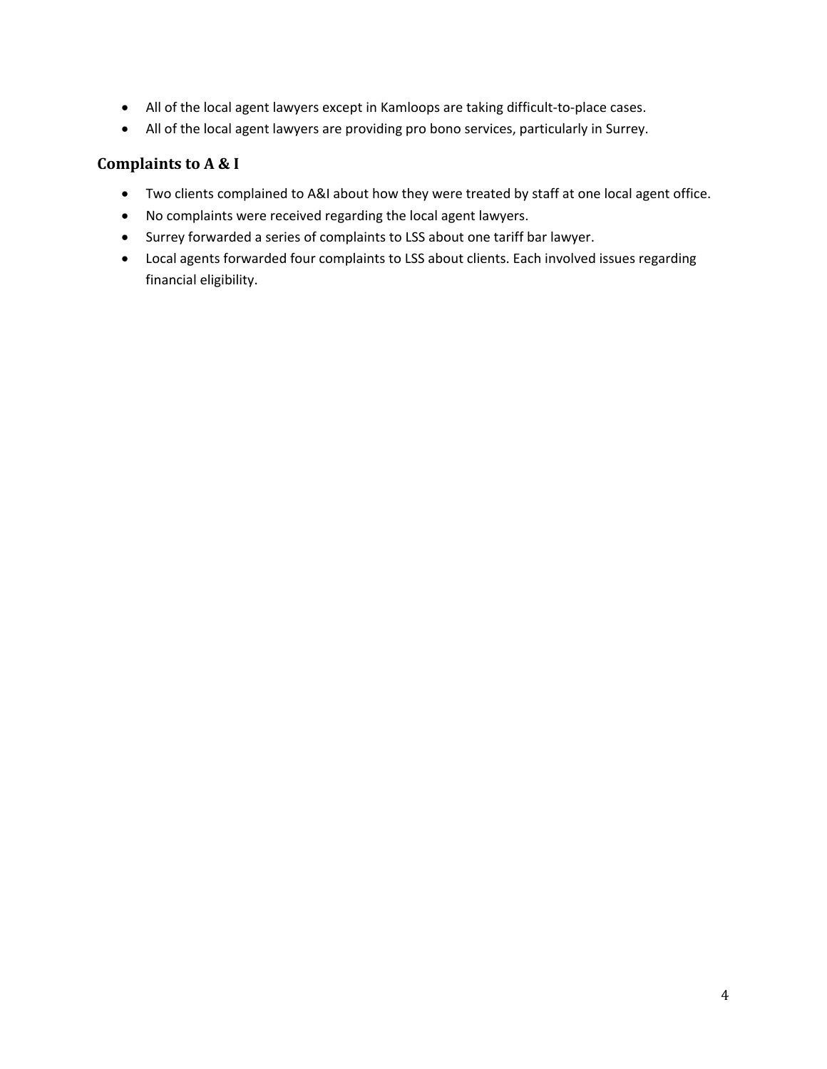- All of the local agent lawyers except in Kamloops are taking difficult-to-place cases.
- All of the local agent lawyers are providing pro bono services, particularly in Surrey.

## Complaints to A & I

- Two clients complained to A&I about how they were treated by staff at one local agent office.
- No complaints were received regarding the local agent lawyers.
- Surrey forwarded a series of complaints to LSS about one tariff bar lawyer.
- Local agents forwarded four complaints to LSS about clients. Each involved issues regarding financial eligibility.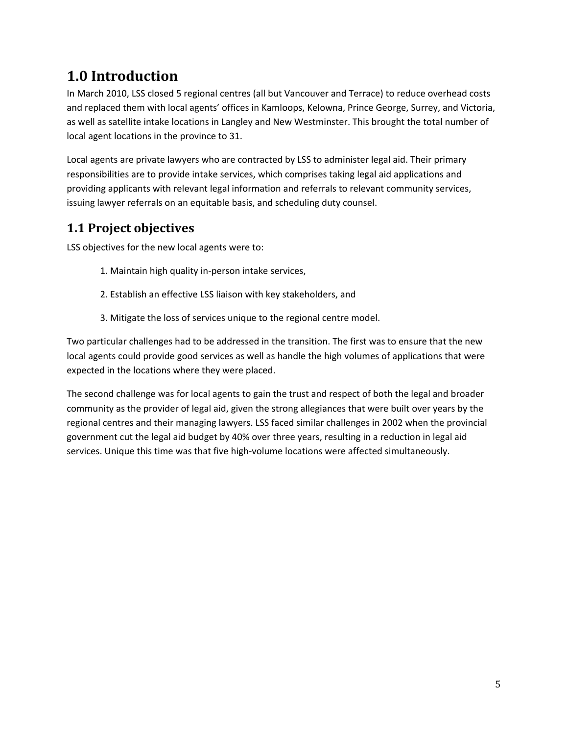# 1.0 Introduction

In March 2010, LSS closed 5 regional centres (all but Vancouver and Terrace) to reduce overhead costs and replaced them with local agents' offices in Kamloops, Kelowna, Prince George, Surrey, and Victoria, as well as satellite intake locations in Langley and New Westminster. This brought the total number of local agent locations in the province to 31.

Local agents are private lawyers who are contracted by LSS to administer legal aid. Their primary responsibilities are to provide intake services, which comprises taking legal aid applications and providing applicants with relevant legal information and referrals to relevant community services, issuing lawyer referrals on an equitable basis, and scheduling duty counsel.

## 1.1 Project objectives

LSS objectives for the new local agents were to:

1. Maintain high quality in-person intake services,
2. Establish an effective LSS liaison with key stakeholders, and
3. Mitigate the loss of services unique to the regional centre model.

Two particular challenges had to be addressed in the transition. The first was to ensure that the new local agents could provide good services as well as handle the high volumes of applications that were expected in the locations where they were placed.

The second challenge was for local agents to gain the trust and respect of both the legal and broader community as the provider of legal aid, given the strong allegiances that were built over years by the regional centres and their managing lawyers. LSS faced similar challenges in 2002 when the provincial government cut the legal aid budget by 40% over three years, resulting in a reduction in legal aid services. Unique this time was that five high-volume locations were affected simultaneously.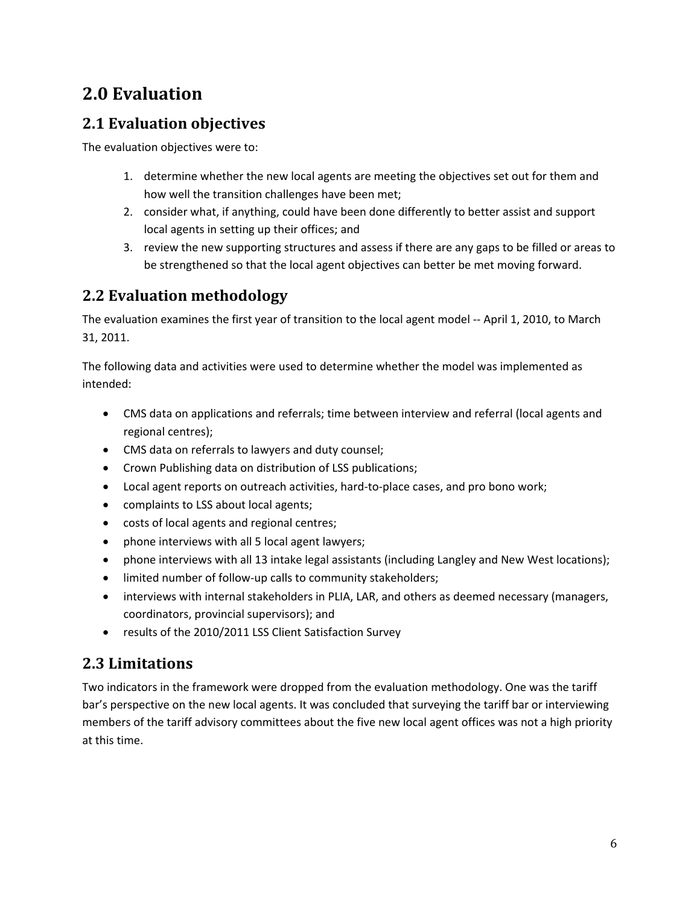# 2.0 Evaluation

## 2.1 Evaluation objectives

The evaluation objectives were to:

1. determine whether the new local agents are meeting the objectives set out for them and how well the transition challenges have been met;
2. consider what, if anything, could have been done differently to better assist and support local agents in setting up their offices; and
3. review the new supporting structures and assess if there are any gaps to be filled or areas to be strengthened so that the local agent objectives can better be met moving forward.

## 2.2 Evaluation methodology

The evaluation examines the first year of transition to the local agent model -- April 1, 2010, to March 31, 2011.

The following data and activities were used to determine whether the model was implemented as intended:

- CMS data on applications and referrals; time between interview and referral (local agents and regional centres);
- CMS data on referrals to lawyers and duty counsel;
- Crown Publishing data on distribution of LSS publications;
- Local agent reports on outreach activities, hard-to-place cases, and pro bono work;
- complaints to LSS about local agents;
- costs of local agents and regional centres;
- phone interviews with all 5 local agent lawyers;
- phone interviews with all 13 intake legal assistants (including Langley and New West locations);
- limited number of follow-up calls to community stakeholders;
- interviews with internal stakeholders in PLIA, LAR, and others as deemed necessary (managers, coordinators, provincial supervisors); and
- results of the 2010/2011 LSS Client Satisfaction Survey

## 2.3 Limitations

Two indicators in the framework were dropped from the evaluation methodology. One was the tariff bar's perspective on the new local agents. It was concluded that surveying the tariff bar or interviewing members of the tariff advisory committees about the five new local agent offices was not a high priority at this time.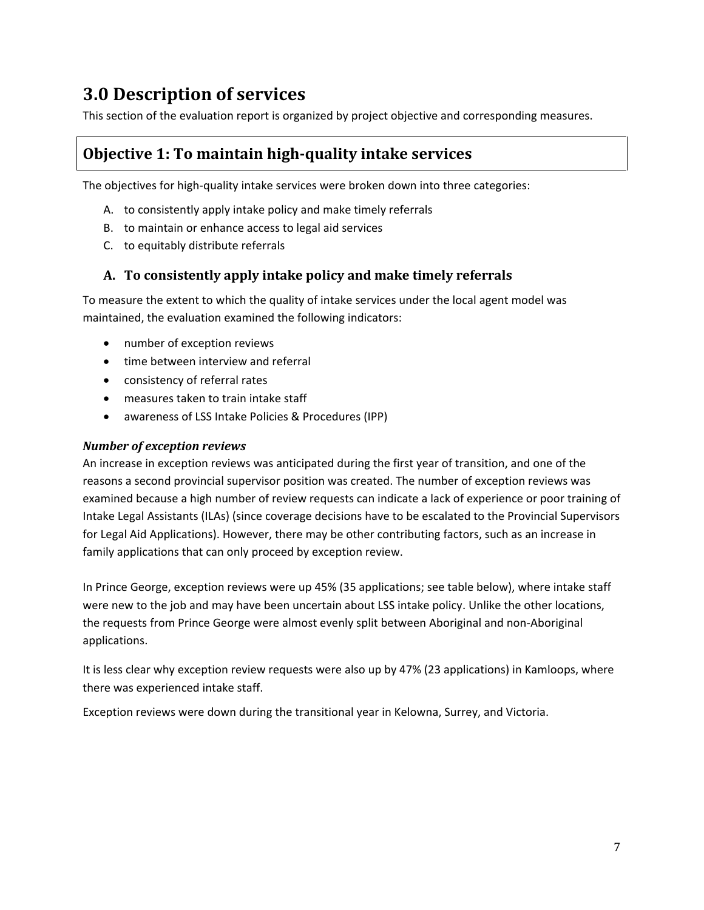# 3.0 Description of services

This section of the evaluation report is organized by project objective and corresponding measures.

## Objective 1: To maintain high-quality intake services

The objectives for high-quality intake services were broken down into three categories:

A. to consistently apply intake policy and make timely referrals
B. to maintain or enhance access to legal aid services
C. to equitably distribute referrals

### A. To consistently apply intake policy and make timely referrals

To measure the extent to which the quality of intake services under the local agent model was maintained, the evaluation examined the following indicators:

- number of exception reviews
- time between interview and referral
- consistency of referral rates
- measures taken to train intake staff
- awareness of LSS Intake Policies & Procedures (IPP)

#### *Number of exception reviews*

An increase in exception reviews was anticipated during the first year of transition, and one of the reasons a second provincial supervisor position was created. The number of exception reviews was examined because a high number of review requests can indicate a lack of experience or poor training of Intake Legal Assistants (ILAs) (since coverage decisions have to be escalated to the Provincial Supervisors for Legal Aid Applications). However, there may be other contributing factors, such as an increase in family applications that can only proceed by exception review.

In Prince George, exception reviews were up 45% (35 applications; see table below), where intake staff were new to the job and may have been uncertain about LSS intake policy. Unlike the other locations, the requests from Prince George were almost evenly split between Aboriginal and non-Aboriginal applications.

It is less clear why exception review requests were also up by 47% (23 applications) in Kamloops, where there was experienced intake staff.

Exception reviews were down during the transitional year in Kelowna, Surrey, and Victoria.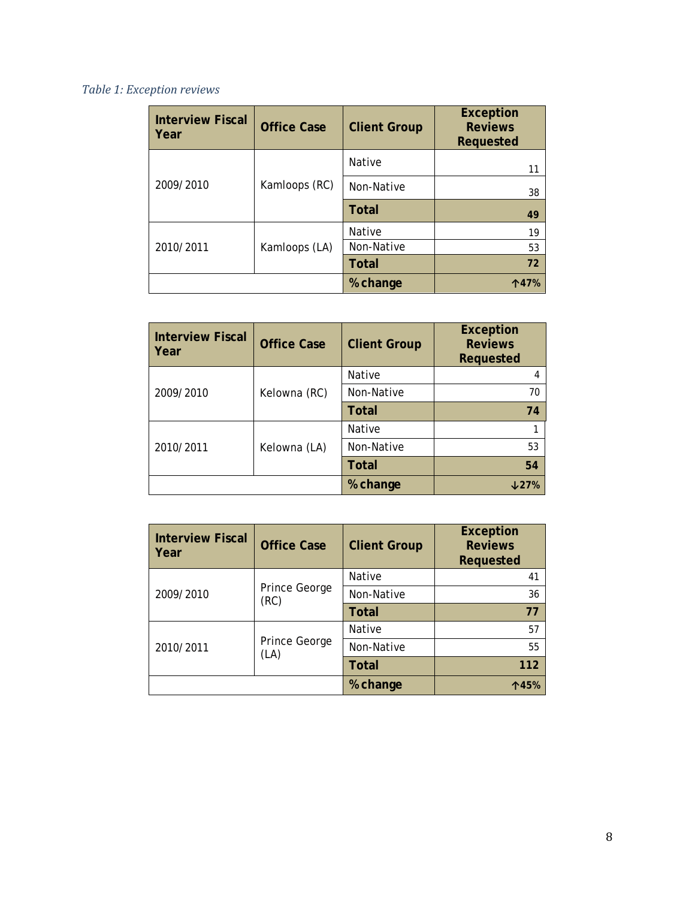*Table 1: Exception reviews*

| Interview Fiscal Year | Office Case | Client Group | Exception Reviews Requested |
|---|---|---|---|
| 2009/2010 | Kamloops (RC) | Native | 11 |
| | | Non-Native | 38 |
| | | **Total** | **49** |
| 2010/2011 | Kamloops (LA) | Native | 19 |
| | | Non-Native | 53 |
| | | **Total** | **72** |
| | | **% change** | **↑47%** |

| Interview Fiscal Year | Office Case | Client Group | Exception Reviews Requested |
|---|---|---|---|
| 2009/2010 | Kelowna (RC) | Native | 4 |
| | | Non-Native | 70 |
| | | **Total** | **74** |
| 2010/2011 | Kelowna (LA) | Native | 1 |
| | | Non-Native | 53 |
| | | **Total** | **54** |
| | | **% change** | **↓27%** |

| Interview Fiscal Year | Office Case | Client Group | Exception Reviews Requested |
|---|---|---|---|
| 2009/2010 | Prince George (RC) | Native | 41 |
| | | Non-Native | 36 |
| | | **Total** | **77** |
| 2010/2011 | Prince George (LA) | Native | 57 |
| | | Non-Native | 55 |
| | | **Total** | **112** |
| | | **% change** | **↑45%** |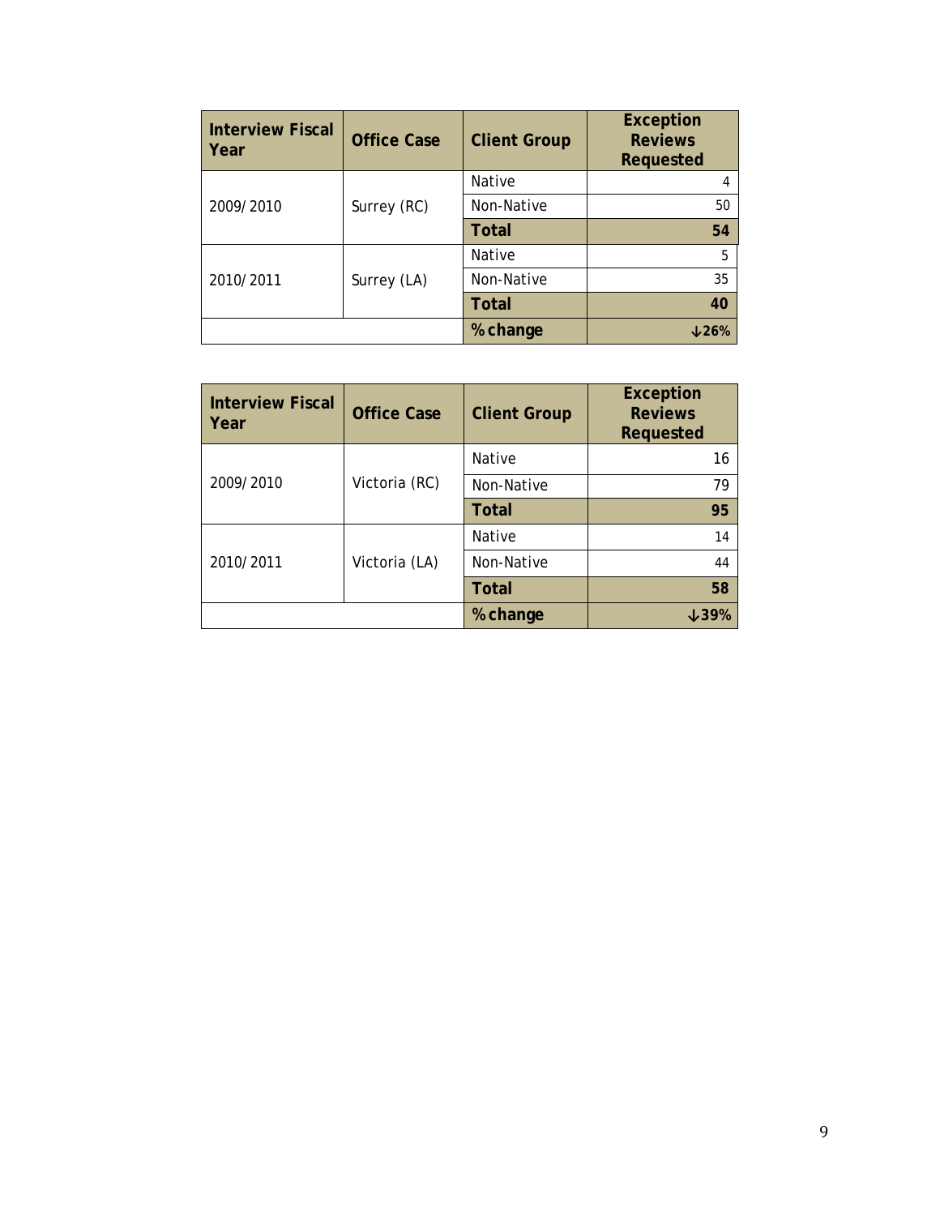| Interview Fiscal Year | Office Case | Client Group | Exception Reviews Requested |
|---|---|---|---|
| 2009/2010 | Surrey (RC) | Native | 4 |
| | | Non-Native | 50 |
| | | **Total** | **54** |
| 2010/2011 | Surrey (LA) | Native | 5 |
| | | Non-Native | 35 |
| | | **Total** | **40** |
| | | **% change** | **↓26%** |

| Interview Fiscal Year | Office Case | Client Group | Exception Reviews Requested |
|---|---|---|---|
| 2009/2010 | Victoria (RC) | Native | 16 |
| | | Non-Native | 79 |
| | | **Total** | **95** |
| 2010/2011 | Victoria (LA) | Native | 14 |
| | | Non-Native | 44 |
| | | **Total** | **58** |
| | | **% change** | **↓39%** |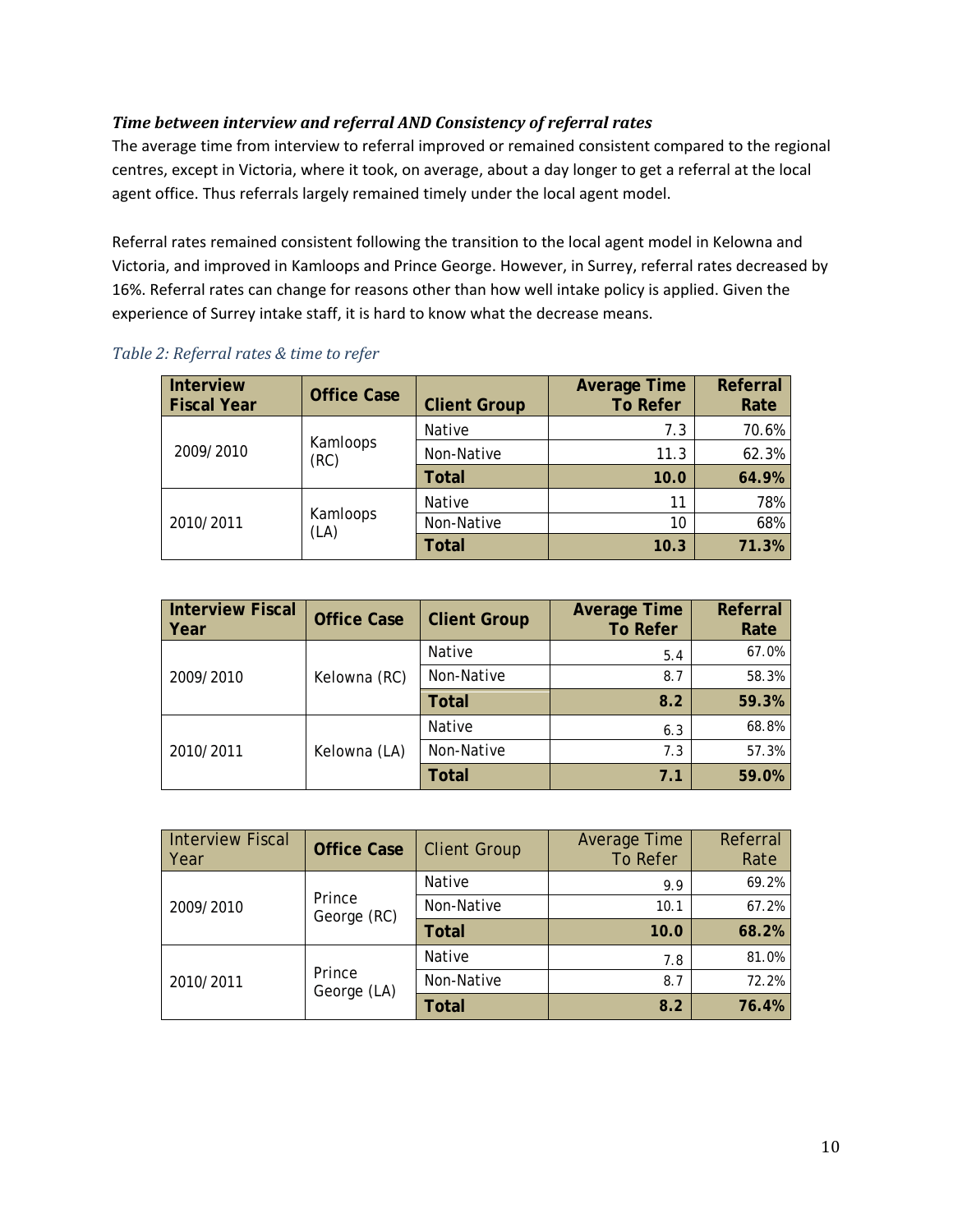### *Time between interview and referral AND Consistency of referral rates*

The average time from interview to referral improved or remained consistent compared to the regional centres, except in Victoria, where it took, on average, about a day longer to get a referral at the local agent office. Thus referrals largely remained timely under the local agent model.

Referral rates remained consistent following the transition to the local agent model in Kelowna and Victoria, and improved in Kamloops and Prince George. However, in Surrey, referral rates decreased by 16%. Referral rates can change for reasons other than how well intake policy is applied. Given the experience of Surrey intake staff, it is hard to know what the decrease means.

*Table 2: Referral rates & time to refer*

| Interview Fiscal Year | Office Case | Client Group | Average Time To Refer | Referral Rate |
|---|---|---|---|---|
| 2009/2010 | Kamloops (RC) | Native | 7.3 | 70.6% |
| | | Non-Native | 11.3 | 62.3% |
| | | **Total** | **10.0** | **64.9%** |
| 2010/2011 | Kamloops (LA) | Native | 11 | 78% |
| | | Non-Native | 10 | 68% |
| | | **Total** | **10.3** | **71.3%** |

| Interview Fiscal Year | Office Case | Client Group | Average Time To Refer | Referral Rate |
|---|---|---|---|---|
| 2009/2010 | Kelowna (RC) | Native | 5.4 | 67.0% |
| | | Non-Native | 8.7 | 58.3% |
| | | **Total** | **8.2** | **59.3%** |
| 2010/2011 | Kelowna (LA) | Native | 6.3 | 68.8% |
| | | Non-Native | 7.3 | 57.3% |
| | | **Total** | **7.1** | **59.0%** |

| Interview Fiscal Year | Office Case | Client Group | Average Time To Refer | Referral Rate |
|---|---|---|---|---|
| 2009/2010 | Prince George (RC) | Native | 9.9 | 69.2% |
| | | Non-Native | 10.1 | 67.2% |
| | | **Total** | **10.0** | **68.2%** |
| 2010/2011 | Prince George (LA) | Native | 7.8 | 81.0% |
| | | Non-Native | 8.7 | 72.2% |
| | | **Total** | **8.2** | **76.4%** |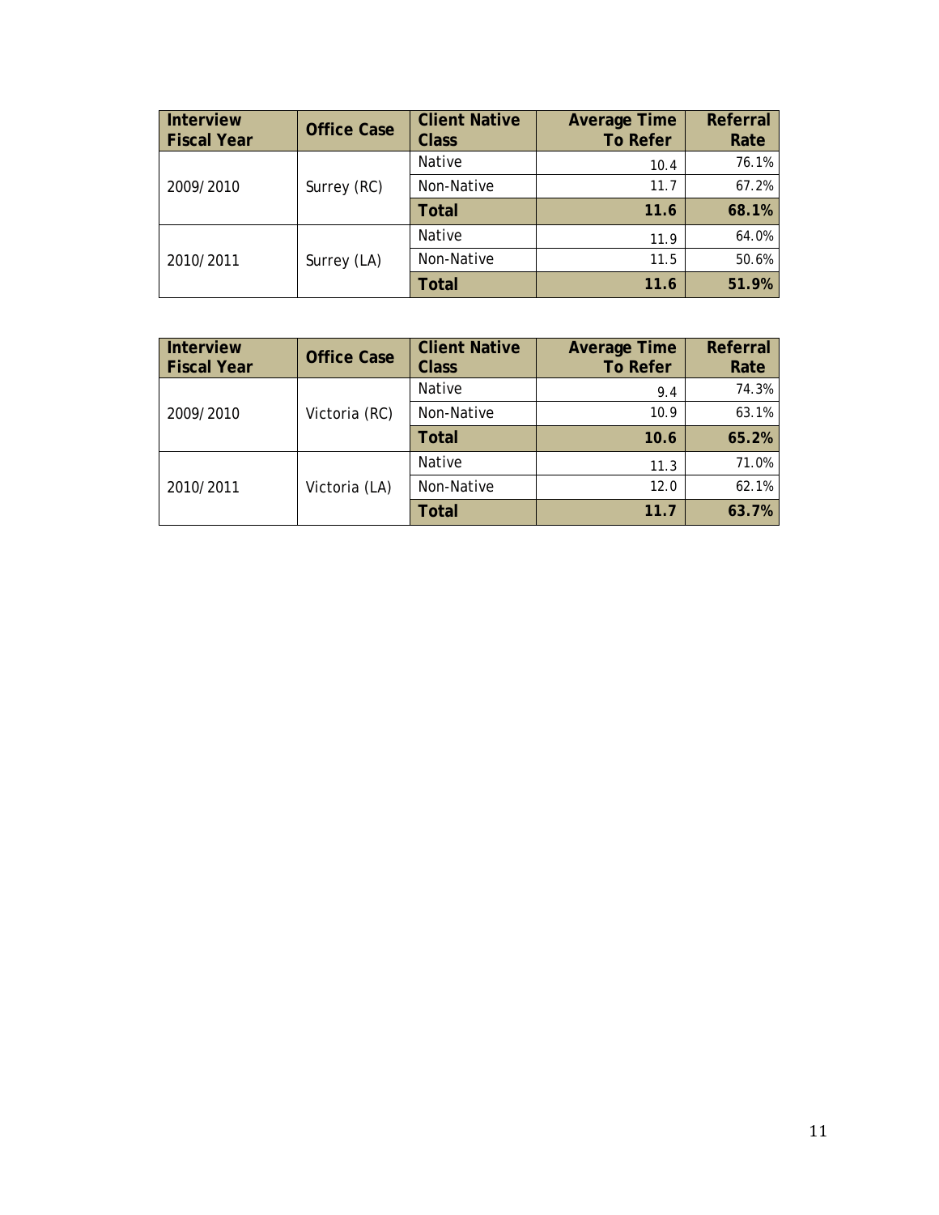| Interview Fiscal Year | Office Case | Client Native Class | Average Time To Refer | Referral Rate |
|---|---|---|---|---|
| 2009/2010 | Surrey (RC) | Native | 10.4 | 76.1% |
| | | Non-Native | 11.7 | 67.2% |
| | | **Total** | **11.6** | **68.1%** |
| 2010/2011 | Surrey (LA) | Native | 11.9 | 64.0% |
| | | Non-Native | 11.5 | 50.6% |
| | | **Total** | **11.6** | **51.9%** |

| Interview Fiscal Year | Office Case | Client Native Class | Average Time To Refer | Referral Rate |
|---|---|---|---|---|
| 2009/2010 | Victoria (RC) | Native | 9.4 | 74.3% |
| | | Non-Native | 10.9 | 63.1% |
| | | **Total** | **10.6** | **65.2%** |
| 2010/2011 | Victoria (LA) | Native | 11.3 | 71.0% |
| | | Non-Native | 12.0 | 62.1% |
| | | **Total** | **11.7** | **63.7%** |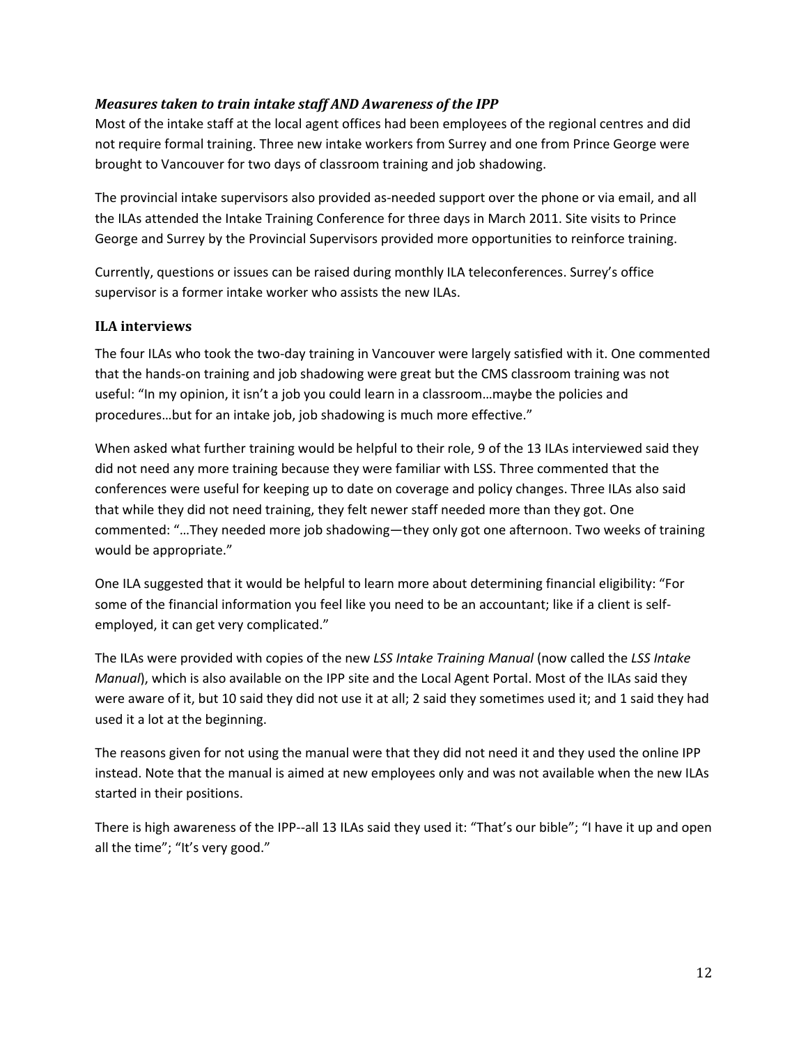### *Measures taken to train intake staff AND Awareness of the IPP*

Most of the intake staff at the local agent offices had been employees of the regional centres and did not require formal training. Three new intake workers from Surrey and one from Prince George were brought to Vancouver for two days of classroom training and job shadowing.

The provincial intake supervisors also provided as-needed support over the phone or via email, and all the ILAs attended the Intake Training Conference for three days in March 2011. Site visits to Prince George and Surrey by the Provincial Supervisors provided more opportunities to reinforce training.

Currently, questions or issues can be raised during monthly ILA teleconferences. Surrey's office supervisor is a former intake worker who assists the new ILAs.

### ILA interviews

The four ILAs who took the two-day training in Vancouver were largely satisfied with it. One commented that the hands-on training and job shadowing were great but the CMS classroom training was not useful: "In my opinion, it isn't a job you could learn in a classroom…maybe the policies and procedures…but for an intake job, job shadowing is much more effective."

When asked what further training would be helpful to their role, 9 of the 13 ILAs interviewed said they did not need any more training because they were familiar with LSS. Three commented that the conferences were useful for keeping up to date on coverage and policy changes. Three ILAs also said that while they did not need training, they felt newer staff needed more than they got. One commented: "…They needed more job shadowing—they only got one afternoon. Two weeks of training would be appropriate."

One ILA suggested that it would be helpful to learn more about determining financial eligibility: "For some of the financial information you feel like you need to be an accountant; like if a client is self-employed, it can get very complicated."

The ILAs were provided with copies of the new *LSS Intake Training Manual* (now called the *LSS Intake Manual*), which is also available on the IPP site and the Local Agent Portal. Most of the ILAs said they were aware of it, but 10 said they did not use it at all; 2 said they sometimes used it; and 1 said they had used it a lot at the beginning.

The reasons given for not using the manual were that they did not need it and they used the online IPP instead. Note that the manual is aimed at new employees only and was not available when the new ILAs started in their positions.

There is high awareness of the IPP--all 13 ILAs said they used it: "That's our bible"; "I have it up and open all the time"; "It's very good."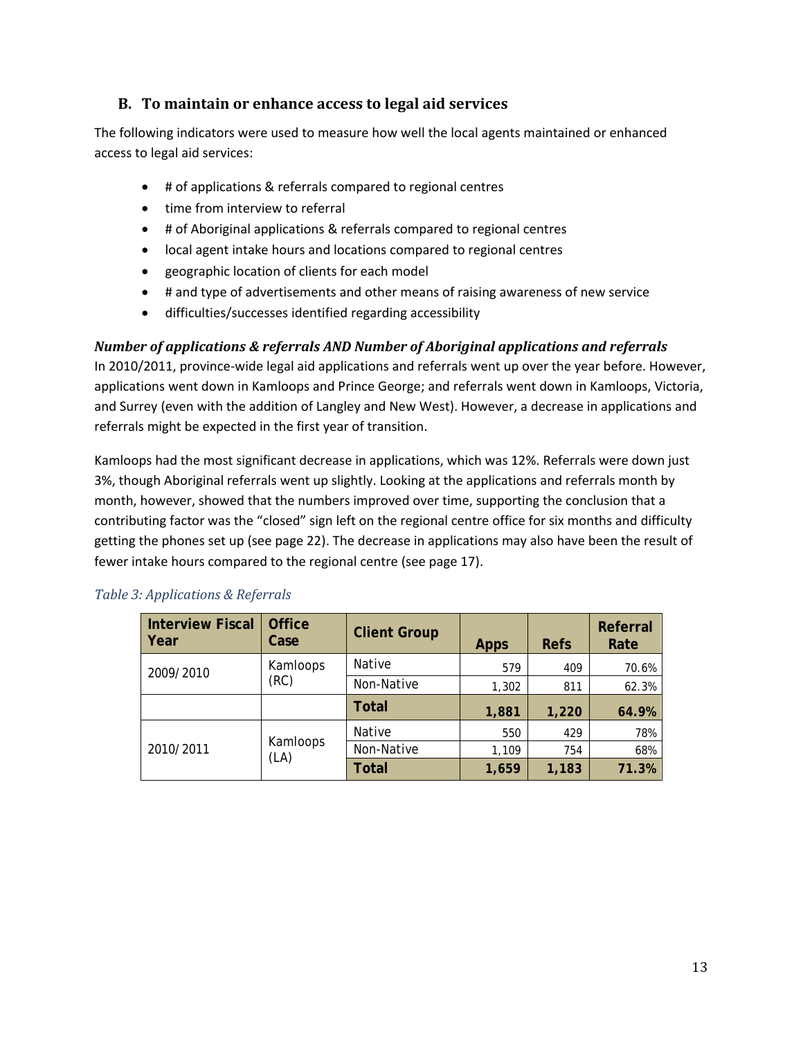## B. To maintain or enhance access to legal aid services

The following indicators were used to measure how well the local agents maintained or enhanced access to legal aid services:

- # of applications & referrals compared to regional centres
- time from interview to referral
- # of Aboriginal applications & referrals compared to regional centres
- local agent intake hours and locations compared to regional centres
- geographic location of clients for each model
- # and type of advertisements and other means of raising awareness of new service
- difficulties/successes identified regarding accessibility

### *Number of applications & referrals AND Number of Aboriginal applications and referrals*

In 2010/2011, province-wide legal aid applications and referrals went up over the year before. However, applications went down in Kamloops and Prince George; and referrals went down in Kamloops, Victoria, and Surrey (even with the addition of Langley and New West). However, a decrease in applications and referrals might be expected in the first year of transition.

Kamloops had the most significant decrease in applications, which was 12%. Referrals were down just 3%, though Aboriginal referrals went up slightly. Looking at the applications and referrals month by month, however, showed that the numbers improved over time, supporting the conclusion that a contributing factor was the "closed" sign left on the regional centre office for six months and difficulty getting the phones set up (see page 22). The decrease in applications may also have been the result of fewer intake hours compared to the regional centre (see page 17).

*Table 3: Applications & Referrals*

| Interview Fiscal Year | Office Case | Client Group | Apps | Refs | Referral Rate |
|---|---|---|---|---|---|
| 2009/2010 | Kamloops (RC) | Native | 579 | 409 | 70.6% |
| | | Non-Native | 1,302 | 811 | 62.3% |
| | | **Total** | **1,881** | **1,220** | **64.9%** |
| 2010/2011 | Kamloops (LA) | Native | 550 | 429 | 78% |
| | | Non-Native | 1,109 | 754 | 68% |
| | | **Total** | **1,659** | **1,183** | **71.3%** |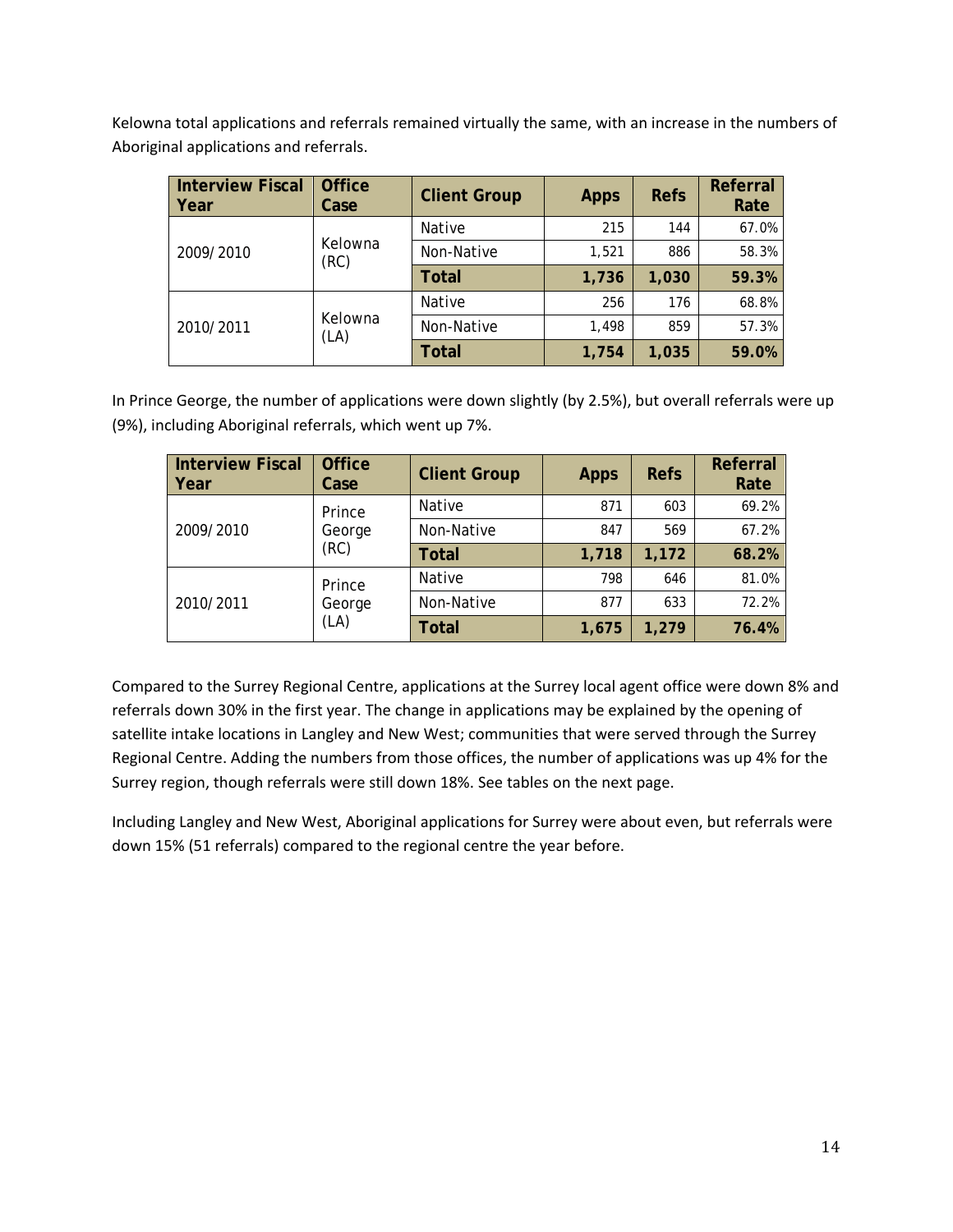Kelowna total applications and referrals remained virtually the same, with an increase in the numbers of Aboriginal applications and referrals.

| Interview Fiscal Year | Office Case | Client Group | Apps | Refs | Referral Rate |
|---|---|---|---|---|---|
| 2009/2010 | Kelowna (RC) | Native | 215 | 144 | 67.0% |
| | | Non-Native | 1,521 | 886 | 58.3% |
| | | **Total** | **1,736** | **1,030** | **59.3%** |
| 2010/2011 | Kelowna (LA) | Native | 256 | 176 | 68.8% |
| | | Non-Native | 1,498 | 859 | 57.3% |
| | | **Total** | **1,754** | **1,035** | **59.0%** |

In Prince George, the number of applications were down slightly (by 2.5%), but overall referrals were up (9%), including Aboriginal referrals, which went up 7%.

| Interview Fiscal Year | Office Case | Client Group | Apps | Refs | Referral Rate |
|---|---|---|---|---|---|
| 2009/2010 | Prince George (RC) | Native | 871 | 603 | 69.2% |
| | | Non-Native | 847 | 569 | 67.2% |
| | | **Total** | **1,718** | **1,172** | **68.2%** |
| 2010/2011 | Prince George (LA) | Native | 798 | 646 | 81.0% |
| | | Non-Native | 877 | 633 | 72.2% |
| | | **Total** | **1,675** | **1,279** | **76.4%** |

Compared to the Surrey Regional Centre, applications at the Surrey local agent office were down 8% and referrals down 30% in the first year. The change in applications may be explained by the opening of satellite intake locations in Langley and New West; communities that were served through the Surrey Regional Centre. Adding the numbers from those offices, the number of applications was up 4% for the Surrey region, though referrals were still down 18%. See tables on the next page.

Including Langley and New West, Aboriginal applications for Surrey were about even, but referrals were down 15% (51 referrals) compared to the regional centre the year before.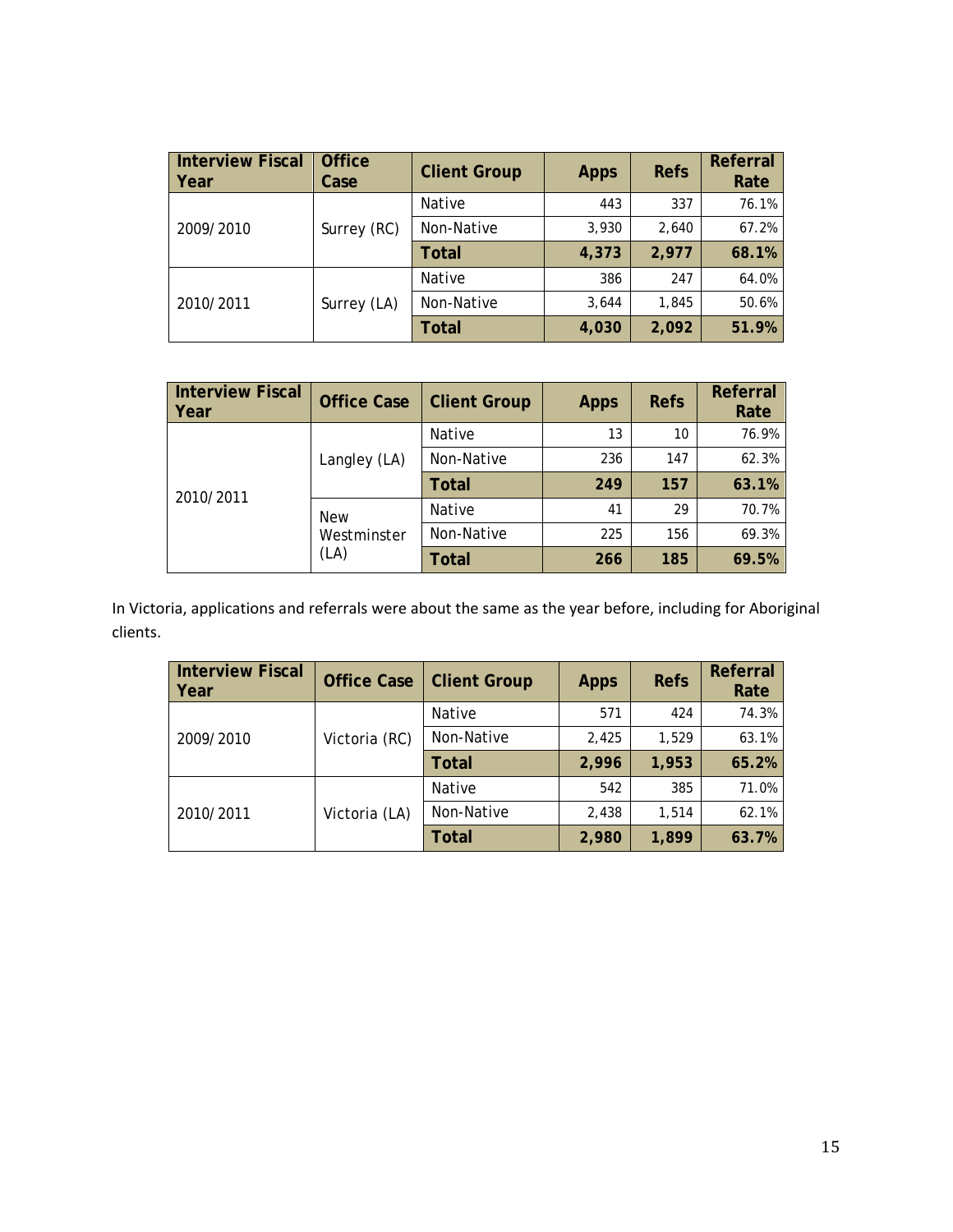| Interview Fiscal Year | Office Case | Client Group | Apps | Refs | Referral Rate |
|---|---|---|---|---|---|
| 2009/2010 | Surrey (RC) | Native | 443 | 337 | 76.1% |
| | | Non-Native | 3,930 | 2,640 | 67.2% |
| | | **Total** | **4,373** | **2,977** | **68.1%** |
| 2010/2011 | Surrey (LA) | Native | 386 | 247 | 64.0% |
| | | Non-Native | 3,644 | 1,845 | 50.6% |
| | | **Total** | **4,030** | **2,092** | **51.9%** |

| Interview Fiscal Year | Office Case | Client Group | Apps | Refs | Referral Rate |
|---|---|---|---|---|---|
| 2010/2011 | Langley (LA) | Native | 13 | 10 | 76.9% |
| | | Non-Native | 236 | 147 | 62.3% |
| | | **Total** | **249** | **157** | **63.1%** |
| | New Westminster (LA) | Native | 41 | 29 | 70.7% |
| | | Non-Native | 225 | 156 | 69.3% |
| | | **Total** | **266** | **185** | **69.5%** |

In Victoria, applications and referrals were about the same as the year before, including for Aboriginal clients.

| Interview Fiscal Year | Office Case | Client Group | Apps | Refs | Referral Rate |
|---|---|---|---|---|---|
| 2009/2010 | Victoria (RC) | Native | 571 | 424 | 74.3% |
| | | Non-Native | 2,425 | 1,529 | 63.1% |
| | | **Total** | **2,996** | **1,953** | **65.2%** |
| 2010/2011 | Victoria (LA) | Native | 542 | 385 | 71.0% |
| | | Non-Native | 2,438 | 1,514 | 62.1% |
| | | **Total** | **2,980** | **1,899** | **63.7%** |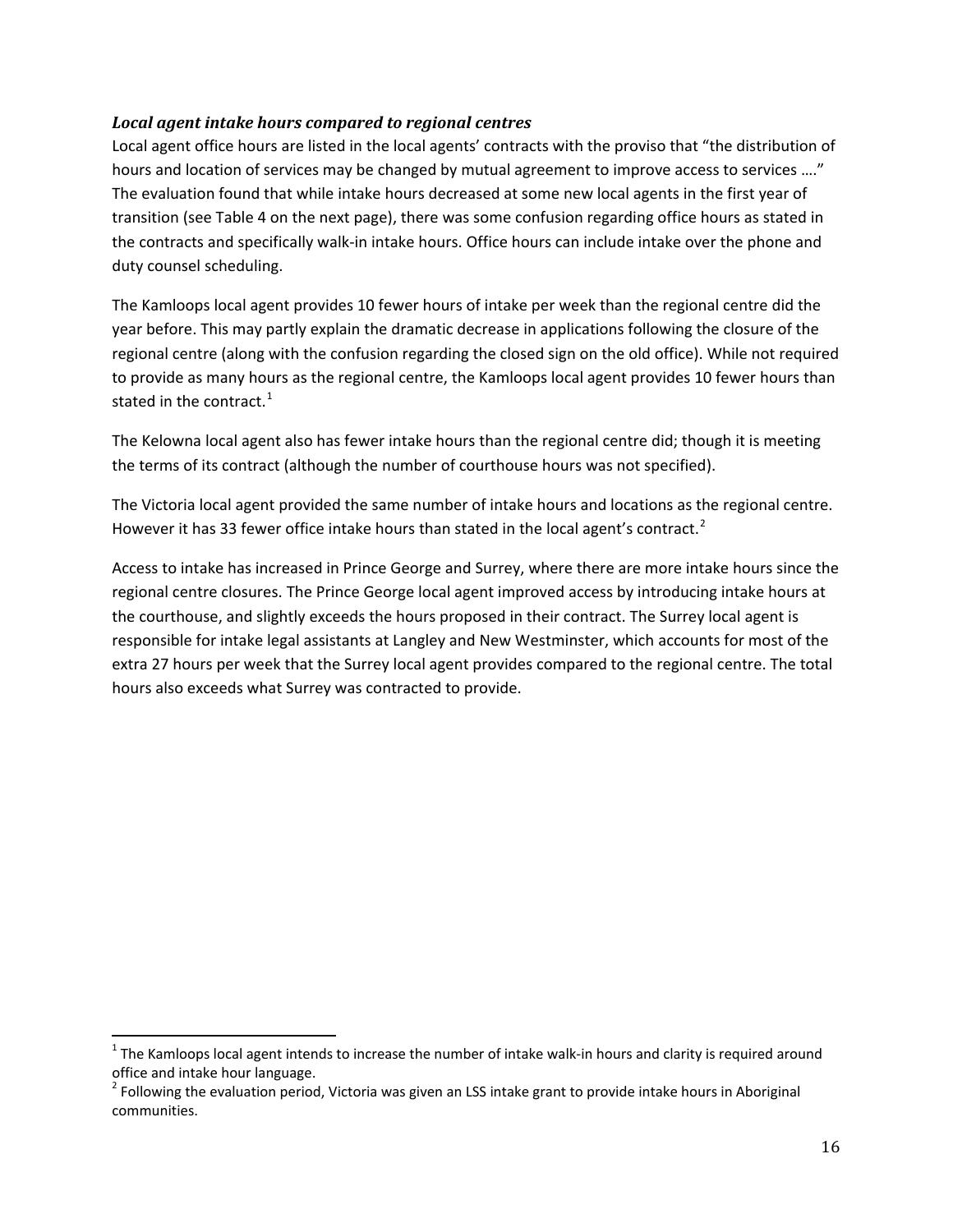### *Local agent intake hours compared to regional centres*

Local agent office hours are listed in the local agents' contracts with the proviso that "the distribution of hours and location of services may be changed by mutual agreement to improve access to services …." The evaluation found that while intake hours decreased at some new local agents in the first year of transition (see Table 4 on the next page), there was some confusion regarding office hours as stated in the contracts and specifically walk-in intake hours. Office hours can include intake over the phone and duty counsel scheduling.

The Kamloops local agent provides 10 fewer hours of intake per week than the regional centre did the year before. This may partly explain the dramatic decrease in applications following the closure of the regional centre (along with the confusion regarding the closed sign on the old office). While not required to provide as many hours as the regional centre, the Kamloops local agent provides 10 fewer hours than stated in the contract.[1]

The Kelowna local agent also has fewer intake hours than the regional centre did; though it is meeting the terms of its contract (although the number of courthouse hours was not specified).

The Victoria local agent provided the same number of intake hours and locations as the regional centre. However it has 33 fewer office intake hours than stated in the local agent's contract.[2]

Access to intake has increased in Prince George and Surrey, where there are more intake hours since the regional centre closures. The Prince George local agent improved access by introducing intake hours at the courthouse, and slightly exceeds the hours proposed in their contract. The Surrey local agent is responsible for intake legal assistants at Langley and New Westminster, which accounts for most of the extra 27 hours per week that the Surrey local agent provides compared to the regional centre. The total hours also exceeds what Surrey was contracted to provide.

---

[1] The Kamloops local agent intends to increase the number of intake walk-in hours and clarity is required around office and intake hour language.

[2] Following the evaluation period, Victoria was given an LSS intake grant to provide intake hours in Aboriginal communities.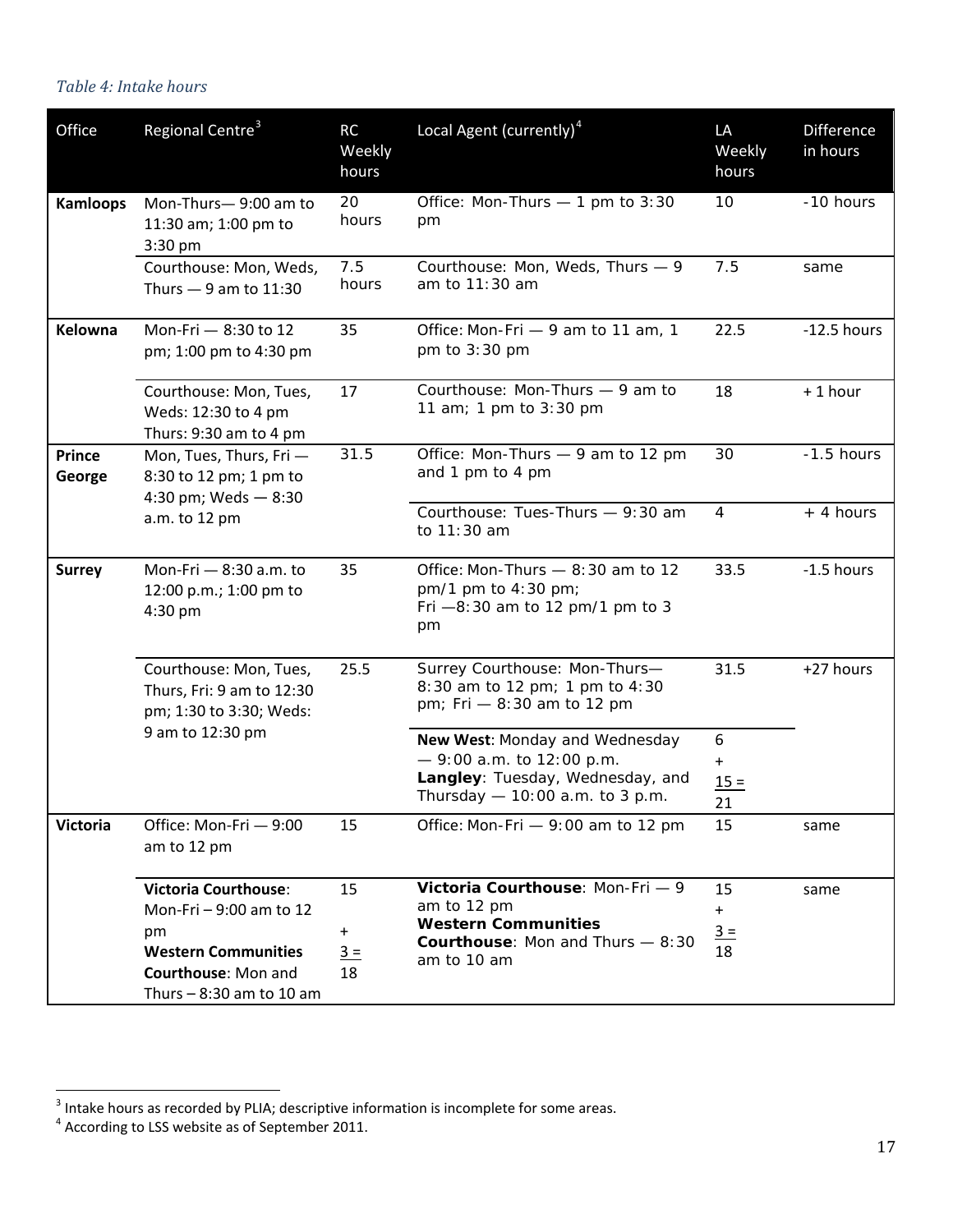*Table 4: Intake hours*

| Office | Regional Centre[3] | RC Weekly hours | Local Agent (currently)[4] | LA Weekly hours | Difference in hours |
|---|---|---|---|---|---|
| **Kamloops** | Mon-Thurs— 9:00 am to 11:30 am; 1:00 pm to 3:30 pm | 20 hours | Office: Mon-Thurs — 1 pm to 3:30 pm | 10 | -10 hours |
| | Courthouse: Mon, Weds, Thurs — 9 am to 11:30 | 7.5 hours | Courthouse: Mon, Weds, Thurs — 9 am to 11:30 am | 7.5 | same |
| **Kelowna** | Mon-Fri — 8:30 to 12 pm; 1:00 pm to 4:30 pm | 35 | Office: Mon-Fri — 9 am to 11 am, 1 pm to 3:30 pm | 22.5 | -12.5 hours |
| | Courthouse: Mon, Tues, Weds: 12:30 to 4 pm Thurs: 9:30 am to 4 pm | 17 | Courthouse: Mon-Thurs — 9 am to 11 am; 1 pm to 3:30 pm | 18 | + 1 hour |
| **Prince George** | Mon, Tues, Thurs, Fri — 8:30 to 12 pm; 1 pm to 4:30 pm; Weds — 8:30 a.m. to 12 pm | 31.5 | Office: Mon-Thurs — 9 am to 12 pm and 1 pm to 4 pm | 30 | -1.5 hours |
| | | | Courthouse: Tues-Thurs — 9:30 am to 11:30 am | 4 | + 4 hours |
| **Surrey** | Mon-Fri — 8:30 a.m. to 12:00 p.m.; 1:00 pm to 4:30 pm | 35 | Office: Mon-Thurs — 8:30 am to 12 pm/1 pm to 4:30 pm; Fri —8:30 am to 12 pm/1 pm to 3 pm | 33.5 | -1.5 hours |
| | Courthouse: Mon, Tues, Thurs, Fri: 9 am to 12:30 pm; 1:30 to 3:30; Weds: 9 am to 12:30 pm | 25.5 | Surrey Courthouse: Mon-Thurs— 8:30 am to 12 pm; 1 pm to 4:30 pm; Fri — 8:30 am to 12 pm | 31.5 | +27 hours |
| | | | **New West**: Monday and Wednesday — 9:00 a.m. to 12:00 p.m. **Langley**: Tuesday, Wednesday, and Thursday — 10:00 a.m. to 3 p.m. | 6 + 15 = 21 | |
| **Victoria** | Office: Mon-Fri — 9:00 am to 12 pm | 15 | Office: Mon-Fri — 9:00 am to 12 pm | 15 | same |
| | **Victoria Courthouse**: Mon-Fri – 9:00 am to 12 pm **Western Communities Courthouse**: Mon and Thurs – 8:30 am to 10 am | 15 + 3 = 18 | **Victoria Courthouse**: Mon-Fri — 9 am to 12 pm **Western Communities Courthouse**: Mon and Thurs — 8:30 am to 10 am | 15 + 3 = 18 | same |

[3] Intake hours as recorded by PLIA; descriptive information is incomplete for some areas.

[4] According to LSS website as of September 2011.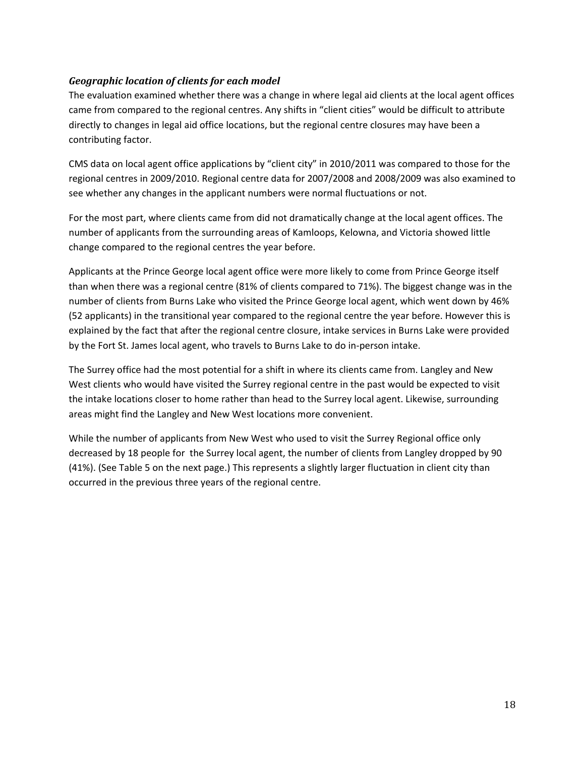### *Geographic location of clients for each model*

The evaluation examined whether there was a change in where legal aid clients at the local agent offices came from compared to the regional centres. Any shifts in "client cities" would be difficult to attribute directly to changes in legal aid office locations, but the regional centre closures may have been a contributing factor.

CMS data on local agent office applications by "client city" in 2010/2011 was compared to those for the regional centres in 2009/2010. Regional centre data for 2007/2008 and 2008/2009 was also examined to see whether any changes in the applicant numbers were normal fluctuations or not.

For the most part, where clients came from did not dramatically change at the local agent offices. The number of applicants from the surrounding areas of Kamloops, Kelowna, and Victoria showed little change compared to the regional centres the year before.

Applicants at the Prince George local agent office were more likely to come from Prince George itself than when there was a regional centre (81% of clients compared to 71%). The biggest change was in the number of clients from Burns Lake who visited the Prince George local agent, which went down by 46% (52 applicants) in the transitional year compared to the regional centre the year before. However this is explained by the fact that after the regional centre closure, intake services in Burns Lake were provided by the Fort St. James local agent, who travels to Burns Lake to do in-person intake.

The Surrey office had the most potential for a shift in where its clients came from. Langley and New West clients who would have visited the Surrey regional centre in the past would be expected to visit the intake locations closer to home rather than head to the Surrey local agent. Likewise, surrounding areas might find the Langley and New West locations more convenient.

While the number of applicants from New West who used to visit the Surrey Regional office only decreased by 18 people for the Surrey local agent, the number of clients from Langley dropped by 90 (41%). (See Table 5 on the next page.) This represents a slightly larger fluctuation in client city than occurred in the previous three years of the regional centre.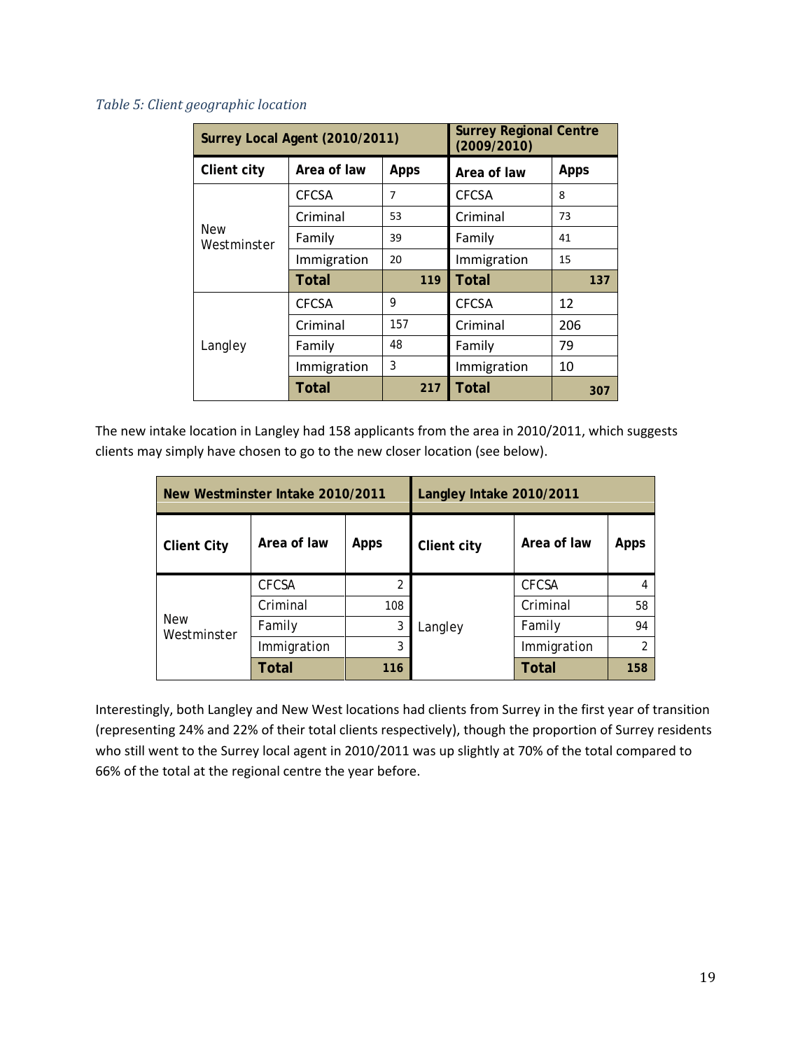*Table 5: Client geographic location*

| Surrey Local Agent (2010/2011) | | | Surrey Regional Centre (2009/2010) | |
|---|---|---|---|---|
| **Client city** | **Area of law** | **Apps** | **Area of law** | **Apps** |
| New Westminster | CFCSA | 7 | CFCSA | 8 |
| | Criminal | 53 | Criminal | 73 |
| | Family | 39 | Family | 41 |
| | Immigration | 20 | Immigration | 15 |
| | **Total** | **119** | **Total** | **137** |
| Langley | CFCSA | 9 | CFCSA | 12 |
| | Criminal | 157 | Criminal | 206 |
| | Family | 48 | Family | 79 |
| | Immigration | 3 | Immigration | 10 |
| | **Total** | **217** | **Total** | **307** |

The new intake location in Langley had 158 applicants from the area in 2010/2011, which suggests clients may simply have chosen to go to the new closer location (see below).

| New Westminster Intake 2010/2011 | | | Langley Intake 2010/2011 | | |
|---|---|---|---|---|---|
| **Client City** | **Area of law** | **Apps** | **Client city** | **Area of law** | **Apps** |
| New Westminster | CFCSA | 2 | Langley | CFCSA | 4 |
| | Criminal | 108 | | Criminal | 58 |
| | Family | 3 | | Family | 94 |
| | Immigration | 3 | | Immigration | 2 |
| | **Total** | **116** | | **Total** | **158** |

Interestingly, both Langley and New West locations had clients from Surrey in the first year of transition (representing 24% and 22% of their total clients respectively), though the proportion of Surrey residents who still went to the Surrey local agent in 2010/2011 was up slightly at 70% of the total compared to 66% of the total at the regional centre the year before.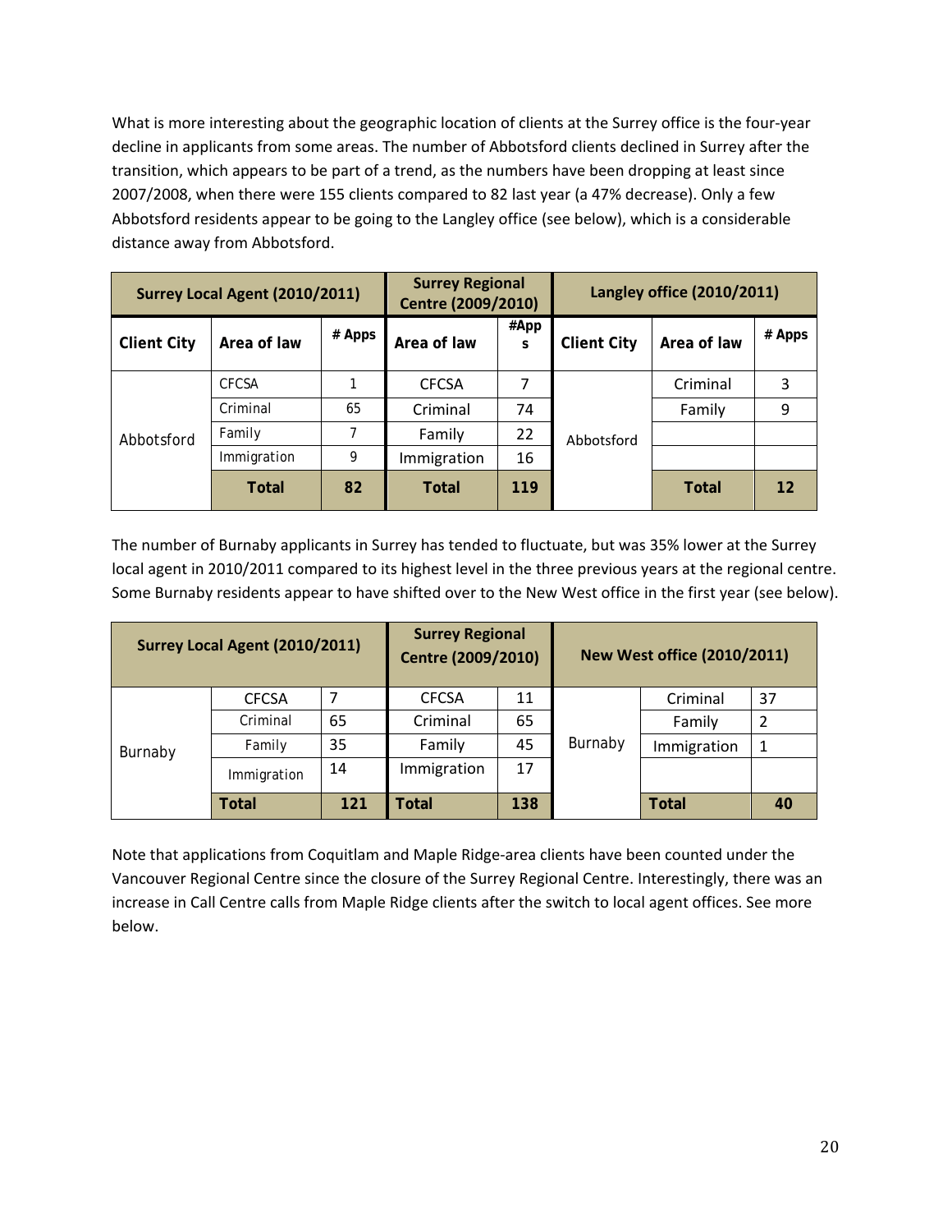What is more interesting about the geographic location of clients at the Surrey office is the four-year decline in applicants from some areas. The number of Abbotsford clients declined in Surrey after the transition, which appears to be part of a trend, as the numbers have been dropping at least since 2007/2008, when there were 155 clients compared to 82 last year (a 47% decrease). Only a few Abbotsford residents appear to be going to the Langley office (see below), which is a considerable distance away from Abbotsford.

| Surrey Local Agent (2010/2011) | | | Surrey Regional Centre (2009/2010) | | Langley office (2010/2011) | | |
|---|---|---|---|---|---|---|---|
| **Client City** | **Area of law** | **# Apps** | **Area of law** | **#Apps** | **Client City** | **Area of law** | **# Apps** |
| Abbotsford | CFCSA | 1 | CFCSA | 7 | Abbotsford | Criminal | 3 |
| | Criminal | 65 | Criminal | 74 | | Family | 9 |
| | Family | 7 | Family | 22 | | | |
| | Immigration | 9 | Immigration | 16 | | | |
| | **Total** | **82** | **Total** | **119** | | **Total** | **12** |

The number of Burnaby applicants in Surrey has tended to fluctuate, but was 35% lower at the Surrey local agent in 2010/2011 compared to its highest level in the three previous years at the regional centre. Some Burnaby residents appear to have shifted over to the New West office in the first year (see below).

| Surrey Local Agent (2010/2011) | | | Surrey Regional Centre (2009/2010) | | New West office (2010/2011) | | |
|---|---|---|---|---|---|---|---|
| Burnaby | CFCSA | 7 | CFCSA | 11 | Burnaby | Criminal | 37 |
| | Criminal | 65 | Criminal | 65 | | Family | 2 |
| | Family | 35 | Family | 45 | | Immigration | 1 |
| | Immigration | 14 | Immigration | 17 | | | |
| | **Total** | **121** | **Total** | **138** | | **Total** | **40** |

Note that applications from Coquitlam and Maple Ridge-area clients have been counted under the Vancouver Regional Centre since the closure of the Surrey Regional Centre. Interestingly, there was an increase in Call Centre calls from Maple Ridge clients after the switch to local agent offices. See more below.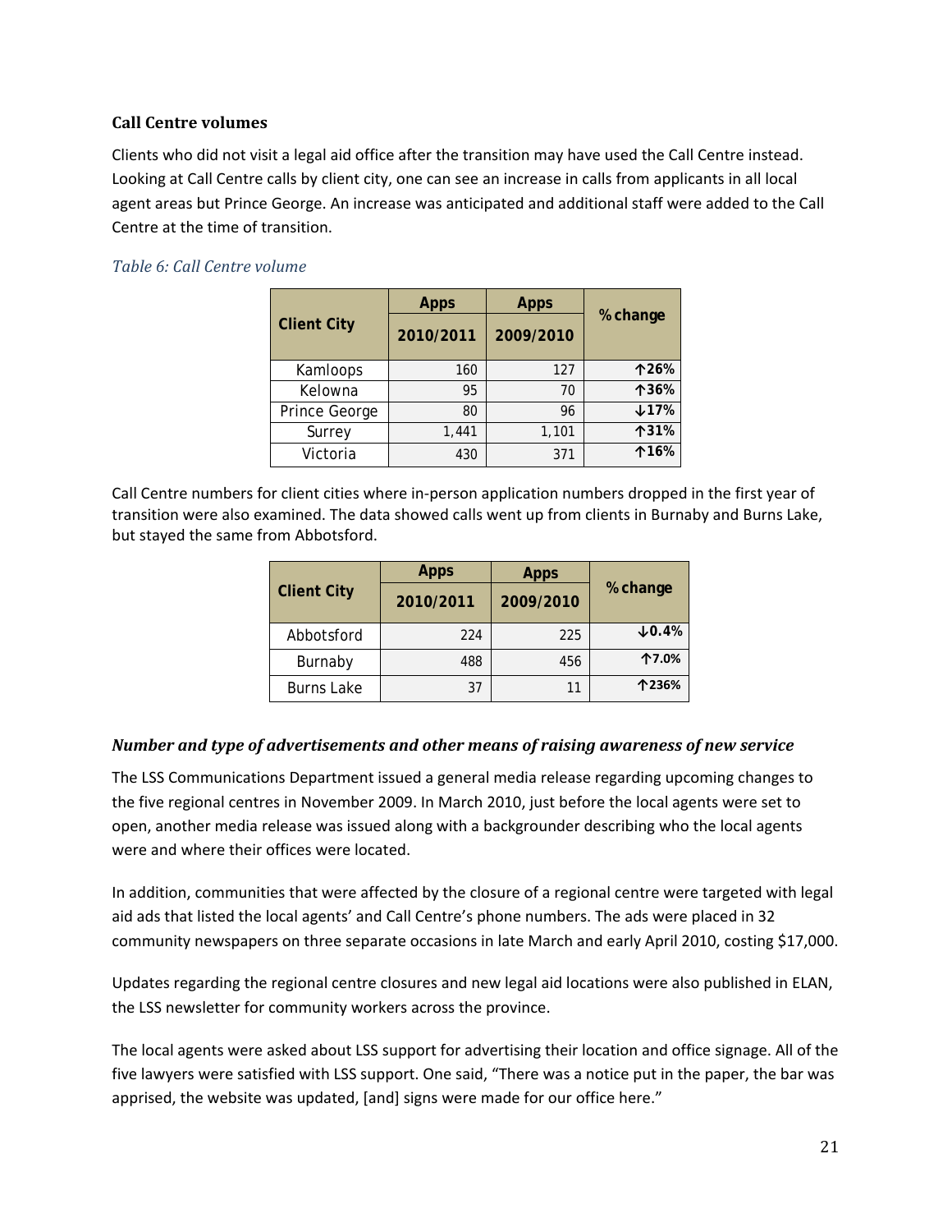### Call Centre volumes

Clients who did not visit a legal aid office after the transition may have used the Call Centre instead. Looking at Call Centre calls by client city, one can see an increase in calls from applicants in all local agent areas but Prince George. An increase was anticipated and additional staff were added to the Call Centre at the time of transition.

*Table 6: Call Centre volume*

| Client City | Apps 2010/2011 | Apps 2009/2010 | % change |
|---|---|---|---|
| Kamloops | 160 | 127 | ↑26% |
| Kelowna | 95 | 70 | ↑36% |
| Prince George | 80 | 96 | ↓17% |
| Surrey | 1,441 | 1,101 | ↑31% |
| Victoria | 430 | 371 | ↑16% |

Call Centre numbers for client cities where in-person application numbers dropped in the first year of transition were also examined. The data showed calls went up from clients in Burnaby and Burns Lake, but stayed the same from Abbotsford.

| Client City | Apps 2010/2011 | Apps 2009/2010 | % change |
|---|---|---|---|
| Abbotsford | 224 | 225 | ↓0.4% |
| Burnaby | 488 | 456 | ↑7.0% |
| Burns Lake | 37 | 11 | ↑236% |

### *Number and type of advertisements and other means of raising awareness of new service*

The LSS Communications Department issued a general media release regarding upcoming changes to the five regional centres in November 2009. In March 2010, just before the local agents were set to open, another media release was issued along with a backgrounder describing who the local agents were and where their offices were located.

In addition, communities that were affected by the closure of a regional centre were targeted with legal aid ads that listed the local agents' and Call Centre's phone numbers. The ads were placed in 32 community newspapers on three separate occasions in late March and early April 2010, costing $17,000.

Updates regarding the regional centre closures and new legal aid locations were also published in ELAN, the LSS newsletter for community workers across the province.

The local agents were asked about LSS support for advertising their location and office signage. All of the five lawyers were satisfied with LSS support. One said, "There was a notice put in the paper, the bar was apprised, the website was updated, [and] signs were made for our office here."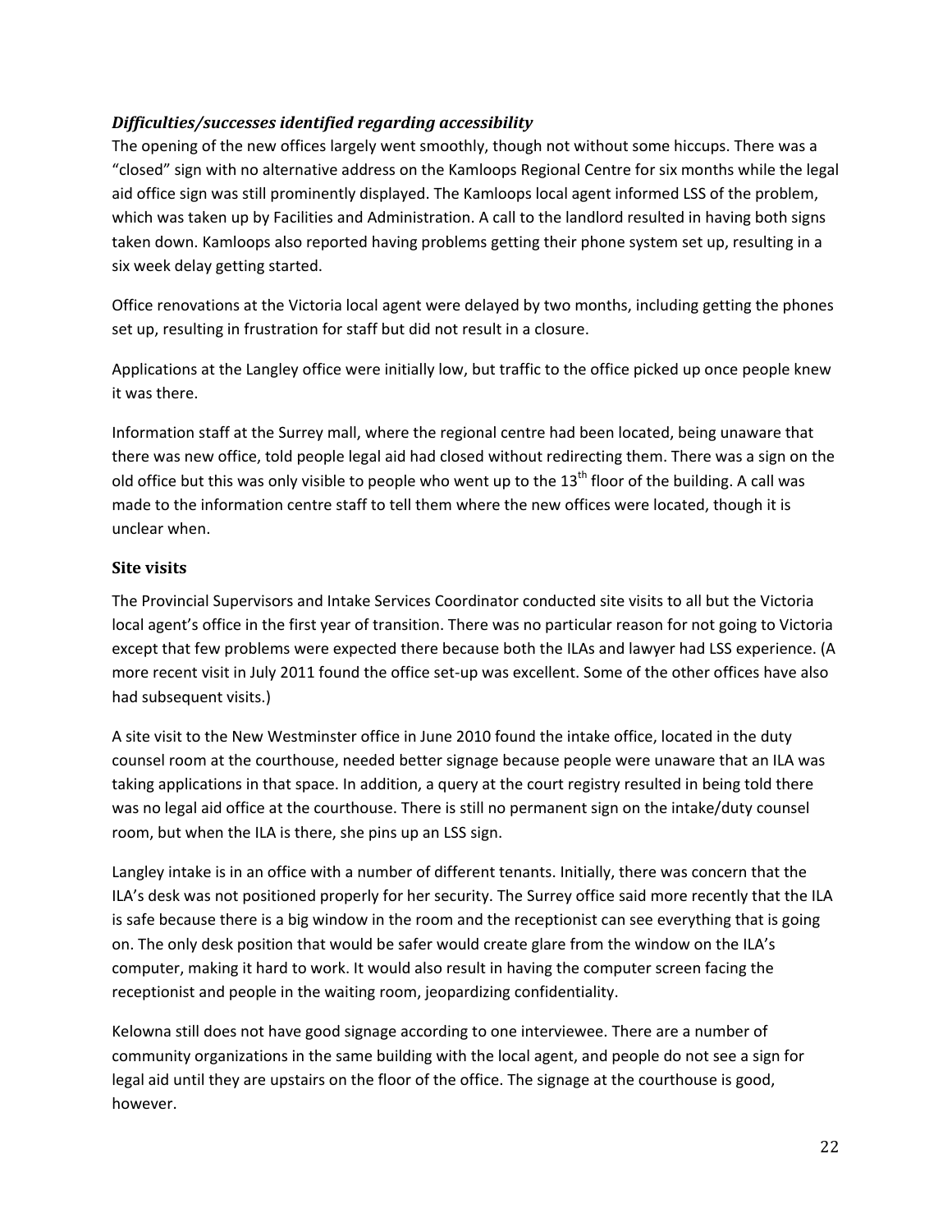### *Difficulties/successes identified regarding accessibility*

The opening of the new offices largely went smoothly, though not without some hiccups. There was a "closed" sign with no alternative address on the Kamloops Regional Centre for six months while the legal aid office sign was still prominently displayed. The Kamloops local agent informed LSS of the problem, which was taken up by Facilities and Administration. A call to the landlord resulted in having both signs taken down. Kamloops also reported having problems getting their phone system set up, resulting in a six week delay getting started.

Office renovations at the Victoria local agent were delayed by two months, including getting the phones set up, resulting in frustration for staff but did not result in a closure.

Applications at the Langley office were initially low, but traffic to the office picked up once people knew it was there.

Information staff at the Surrey mall, where the regional centre had been located, being unaware that there was new office, told people legal aid had closed without redirecting them. There was a sign on the old office but this was only visible to people who went up to the 13th floor of the building. A call was made to the information centre staff to tell them where the new offices were located, though it is unclear when.

### Site visits

The Provincial Supervisors and Intake Services Coordinator conducted site visits to all but the Victoria local agent's office in the first year of transition. There was no particular reason for not going to Victoria except that few problems were expected there because both the ILAs and lawyer had LSS experience. (A more recent visit in July 2011 found the office set-up was excellent. Some of the other offices have also had subsequent visits.)

A site visit to the New Westminster office in June 2010 found the intake office, located in the duty counsel room at the courthouse, needed better signage because people were unaware that an ILA was taking applications in that space. In addition, a query at the court registry resulted in being told there was no legal aid office at the courthouse. There is still no permanent sign on the intake/duty counsel room, but when the ILA is there, she pins up an LSS sign.

Langley intake is in an office with a number of different tenants. Initially, there was concern that the ILA's desk was not positioned properly for her security. The Surrey office said more recently that the ILA is safe because there is a big window in the room and the receptionist can see everything that is going on. The only desk position that would be safer would create glare from the window on the ILA's computer, making it hard to work. It would also result in having the computer screen facing the receptionist and people in the waiting room, jeopardizing confidentiality.

Kelowna still does not have good signage according to one interviewee. There are a number of community organizations in the same building with the local agent, and people do not see a sign for legal aid until they are upstairs on the floor of the office. The signage at the courthouse is good, however.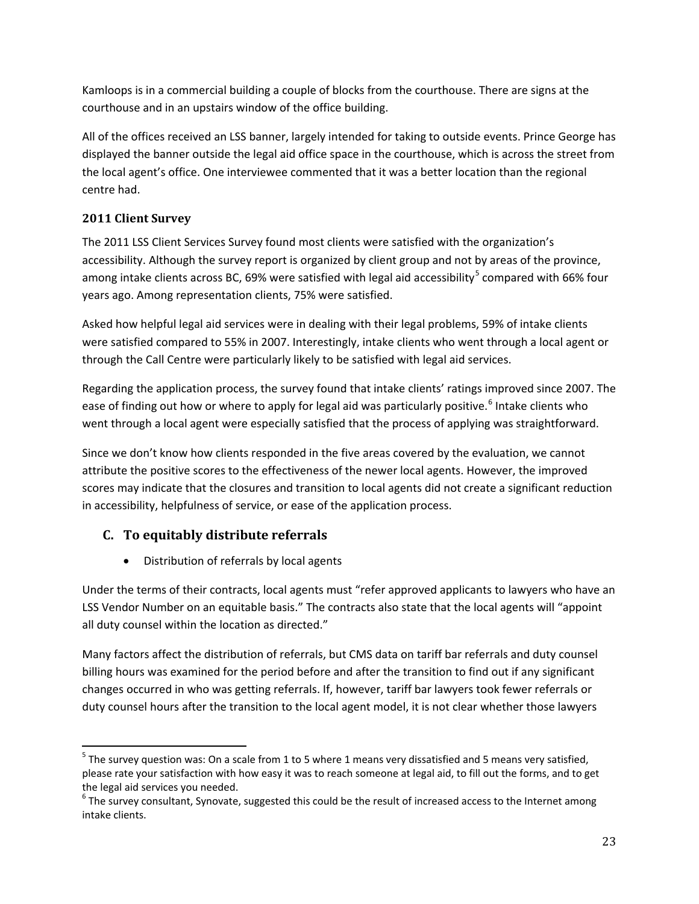Kamloops is in a commercial building a couple of blocks from the courthouse. There are signs at the courthouse and in an upstairs window of the office building.

All of the offices received an LSS banner, largely intended for taking to outside events. Prince George has displayed the banner outside the legal aid office space in the courthouse, which is across the street from the local agent's office. One interviewee commented that it was a better location than the regional centre had.

### 2011 Client Survey

The 2011 LSS Client Services Survey found most clients were satisfied with the organization's accessibility. Although the survey report is organized by client group and not by areas of the province, among intake clients across BC, 69% were satisfied with legal aid accessibility[5] compared with 66% four years ago. Among representation clients, 75% were satisfied.

Asked how helpful legal aid services were in dealing with their legal problems, 59% of intake clients were satisfied compared to 55% in 2007. Interestingly, intake clients who went through a local agent or through the Call Centre were particularly likely to be satisfied with legal aid services.

Regarding the application process, the survey found that intake clients' ratings improved since 2007. The ease of finding out how or where to apply for legal aid was particularly positive.[6] Intake clients who went through a local agent were especially satisfied that the process of applying was straightforward.

Since we don't know how clients responded in the five areas covered by the evaluation, we cannot attribute the positive scores to the effectiveness of the newer local agents. However, the improved scores may indicate that the closures and transition to local agents did not create a significant reduction in accessibility, helpfulness of service, or ease of the application process.

## C. To equitably distribute referrals

- Distribution of referrals by local agents

Under the terms of their contracts, local agents must "refer approved applicants to lawyers who have an LSS Vendor Number on an equitable basis." The contracts also state that the local agents will "appoint all duty counsel within the location as directed."

Many factors affect the distribution of referrals, but CMS data on tariff bar referrals and duty counsel billing hours was examined for the period before and after the transition to find out if any significant changes occurred in who was getting referrals. If, however, tariff bar lawyers took fewer referrals or duty counsel hours after the transition to the local agent model, it is not clear whether those lawyers

---

[5] The survey question was: On a scale from 1 to 5 where 1 means very dissatisfied and 5 means very satisfied, please rate your satisfaction with how easy it was to reach someone at legal aid, to fill out the forms, and to get the legal aid services you needed.

[6] The survey consultant, Synovate, suggested this could be the result of increased access to the Internet among intake clients.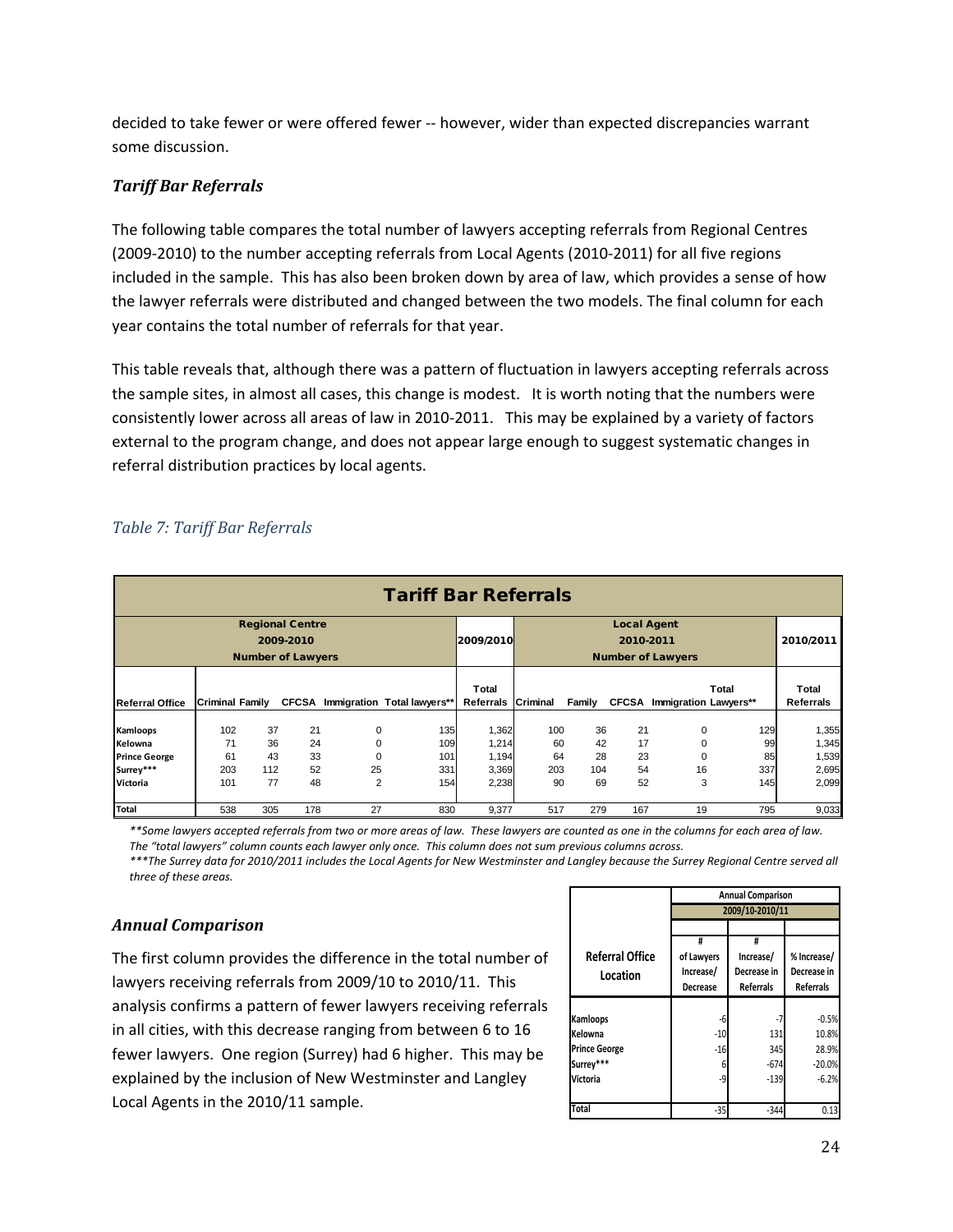decided to take fewer or were offered fewer -- however, wider than expected discrepancies warrant some discussion.

### *Tariff Bar Referrals*

The following table compares the total number of lawyers accepting referrals from Regional Centres (2009-2010) to the number accepting referrals from Local Agents (2010-2011) for all five regions included in the sample. This has also been broken down by area of law, which provides a sense of how the lawyer referrals were distributed and changed between the two models. The final column for each year contains the total number of referrals for that year.

This table reveals that, although there was a pattern of fluctuation in lawyers accepting referrals across the sample sites, in almost all cases, this change is modest. It is worth noting that the numbers were consistently lower across all areas of law in 2010-2011. This may be explained by a variety of factors external to the program change, and does not appear large enough to suggest systematic changes in referral distribution practices by local agents.

*Table 7: Tariff Bar Referrals*

| Tariff Bar Referrals | | | | | | | | | | | | |
|---|---|---|---|---|---|---|---|---|---|---|---|---|
| | Regional Centre 2009-2010 Number of Lawyers | | | | | 2009/2010 | Local Agent 2010-2011 Number of Lawyers | | | | | 2010/2011 |
| Referral Office | Criminal | Family | CFCSA | Immigration | Total lawyers** | Total Referrals | Criminal | Family | CFCSA | Immigration | Total Lawyers** | Total Referrals |
| Kamloops | 102 | 37 | 21 | 0 | 135 | 1,362 | 100 | 36 | 21 | 0 | 129 | 1,355 |
| Kelowna | 71 | 36 | 24 | 0 | 109 | 1,214 | 60 | 42 | 17 | 0 | 99 | 1,345 |
| Prince George | 61 | 43 | 33 | 0 | 101 | 1,194 | 64 | 28 | 23 | 0 | 85 | 1,539 |
| Surrey*** | 203 | 112 | 52 | 25 | 331 | 3,369 | 203 | 104 | 54 | 16 | 337 | 2,695 |
| Victoria | 101 | 77 | 48 | 2 | 154 | 2,238 | 90 | 69 | 52 | 3 | 145 | 2,099 |
| Total | 538 | 305 | 178 | 27 | 830 | 9,377 | 517 | 279 | 167 | 19 | 795 | 9,033 |

*\*\*Some lawyers accepted referrals from two or more areas of law. These lawyers are counted as one in the columns for each area of law. The "total lawyers" column counts each lawyer only once. This column does not sum previous columns across.*

*\*\*\*The Surrey data for 2010/2011 includes the Local Agents for New Westminster and Langley because the Surrey Regional Centre served all three of these areas.*

### *Annual Comparison*

The first column provides the difference in the total number of lawyers receiving referrals from 2009/10 to 2010/11. This analysis confirms a pattern of fewer lawyers receiving referrals in all cities, with this decrease ranging from between 6 to 16 fewer lawyers. One region (Surrey) had 6 higher. This may be explained by the inclusion of New Westminster and Langley Local Agents in the 2010/11 sample.

| | Annual Comparison 2009/10-2010/11 | | |
|---|---|---|---|
| Referral Office Location | # of Lawyers Increase/ Decrease | # Increase/ Decrease in Referrals | % Increase/ Decrease in Referrals |
| Kamloops | -6 | -7 | -0.5% |
| Kelowna | -10 | 131 | 10.8% |
| Prince George | -16 | 345 | 28.9% |
| Surrey*** | 6 | -674 | -20.0% |
| Victoria | -9 | -139 | -6.2% |
| Total | -35 | -344 | 0.13 |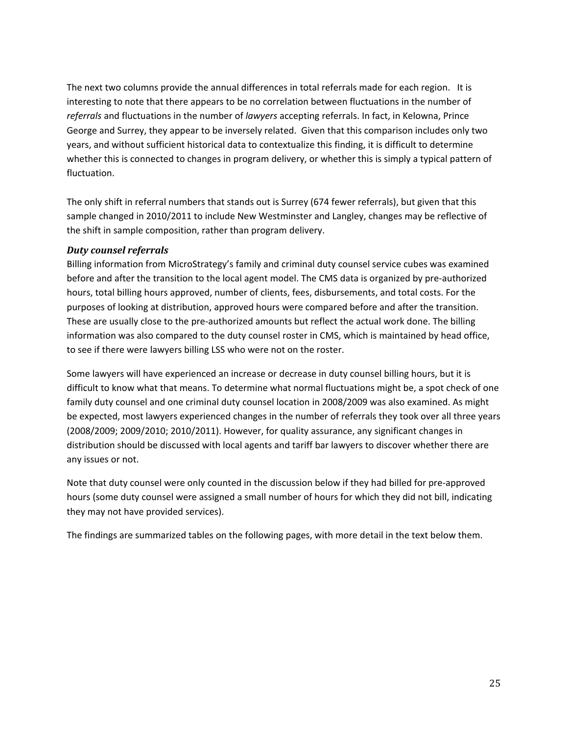The next two columns provide the annual differences in total referrals made for each region. It is interesting to note that there appears to be no correlation between fluctuations in the number of *referrals* and fluctuations in the number of *lawyers* accepting referrals. In fact, in Kelowna, Prince George and Surrey, they appear to be inversely related. Given that this comparison includes only two years, and without sufficient historical data to contextualize this finding, it is difficult to determine whether this is connected to changes in program delivery, or whether this is simply a typical pattern of fluctuation.

The only shift in referral numbers that stands out is Surrey (674 fewer referrals), but given that this sample changed in 2010/2011 to include New Westminster and Langley, changes may be reflective of the shift in sample composition, rather than program delivery.

### *Duty counsel referrals*

Billing information from MicroStrategy's family and criminal duty counsel service cubes was examined before and after the transition to the local agent model. The CMS data is organized by pre-authorized hours, total billing hours approved, number of clients, fees, disbursements, and total costs. For the purposes of looking at distribution, approved hours were compared before and after the transition. These are usually close to the pre-authorized amounts but reflect the actual work done. The billing information was also compared to the duty counsel roster in CMS, which is maintained by head office, to see if there were lawyers billing LSS who were not on the roster.

Some lawyers will have experienced an increase or decrease in duty counsel billing hours, but it is difficult to know what that means. To determine what normal fluctuations might be, a spot check of one family duty counsel and one criminal duty counsel location in 2008/2009 was also examined. As might be expected, most lawyers experienced changes in the number of referrals they took over all three years (2008/2009; 2009/2010; 2010/2011). However, for quality assurance, any significant changes in distribution should be discussed with local agents and tariff bar lawyers to discover whether there are any issues or not.

Note that duty counsel were only counted in the discussion below if they had billed for pre-approved hours (some duty counsel were assigned a small number of hours for which they did not bill, indicating they may not have provided services).

The findings are summarized tables on the following pages, with more detail in the text below them.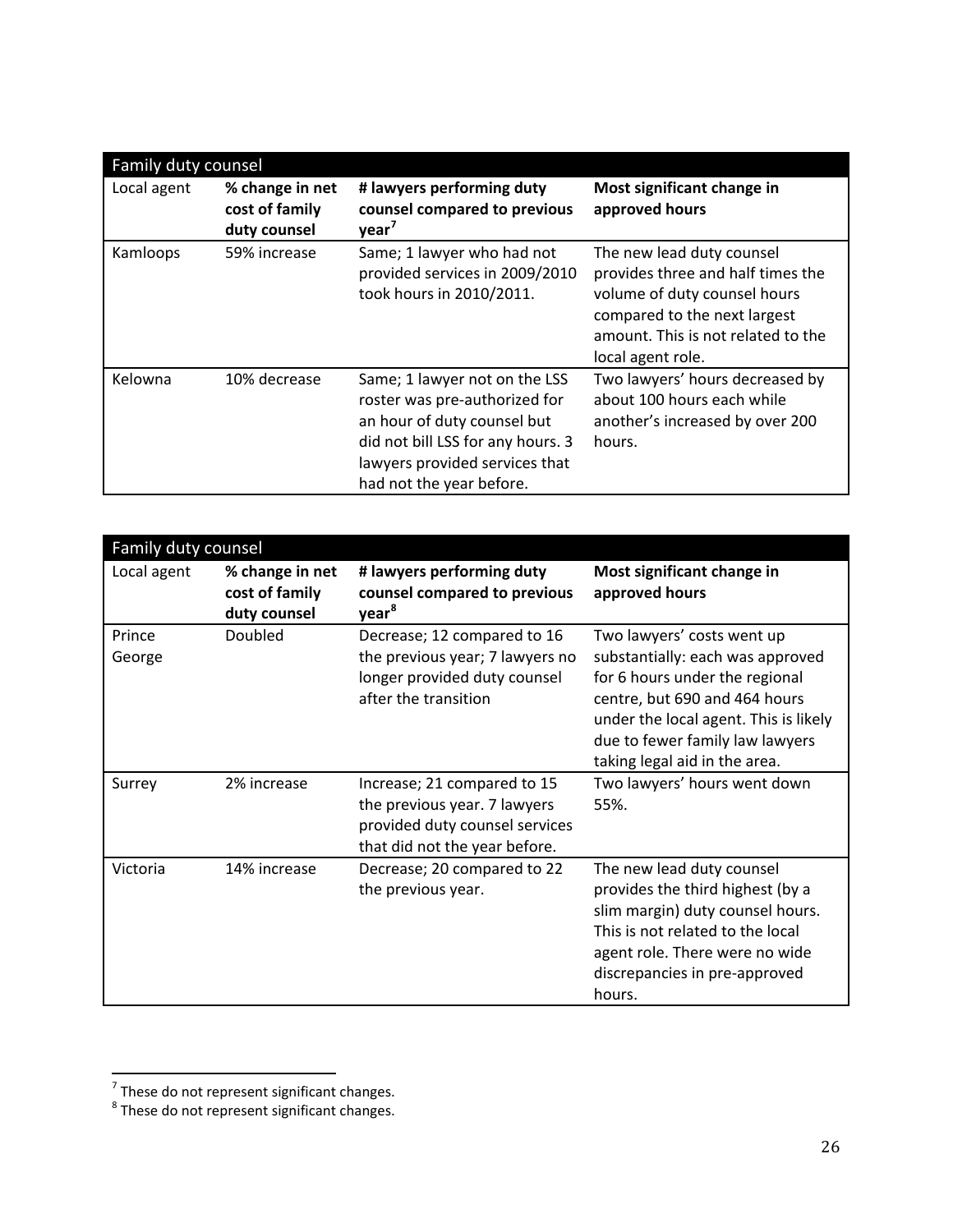| Family duty counsel | | | |
|---|---|---|---|
| **Local agent** | **% change in net cost of family duty counsel** | **# lawyers performing duty counsel compared to previous year[7]** | **Most significant change in approved hours** |
| Kamloops | 59% increase | Same; 1 lawyer who had not provided services in 2009/2010 took hours in 2010/2011. | The new lead duty counsel provides three and half times the volume of duty counsel hours compared to the next largest amount. This is not related to the local agent role. |
| Kelowna | 10% decrease | Same; 1 lawyer not on the LSS roster was pre-authorized for an hour of duty counsel but did not bill LSS for any hours. 3 lawyers provided services that had not the year before. | Two lawyers' hours decreased by about 100 hours each while another's increased by over 200 hours. |

| Family duty counsel | | | |
|---|---|---|---|
| **Local agent** | **% change in net cost of family duty counsel** | **# lawyers performing duty counsel compared to previous year[8]** | **Most significant change in approved hours** |
| Prince George | Doubled | Decrease; 12 compared to 16 the previous year; 7 lawyers no longer provided duty counsel after the transition | Two lawyers' costs went up substantially: each was approved for 6 hours under the regional centre, but 690 and 464 hours under the local agent. This is likely due to fewer family law lawyers taking legal aid in the area. |
| Surrey | 2% increase | Increase; 21 compared to 15 the previous year. 7 lawyers provided duty counsel services that did not the year before. | Two lawyers' hours went down 55%. |
| Victoria | 14% increase | Decrease; 20 compared to 22 the previous year. | The new lead duty counsel provides the third highest (by a slim margin) duty counsel hours. This is not related to the local agent role. There were no wide discrepancies in pre-approved hours. |

[7] These do not represent significant changes.

[8] These do not represent significant changes.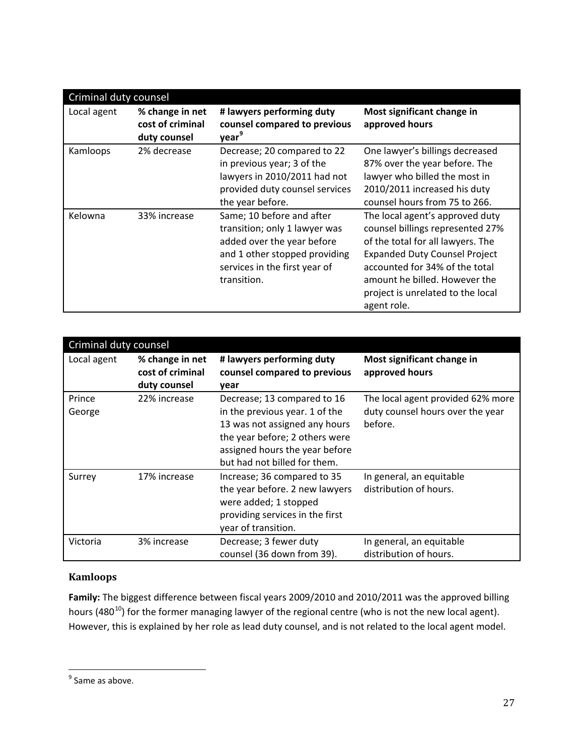| Criminal duty counsel | | | |
|---|---|---|---|
| Local agent | % change in net cost of criminal duty counsel | # lawyers performing duty counsel compared to previous year[9] | Most significant change in approved hours |
| Kamloops | 2% decrease | Decrease; 20 compared to 22 in previous year; 3 of the lawyers in 2010/2011 had not provided duty counsel services the year before. | One lawyer's billings decreased 87% over the year before. The lawyer who billed the most in 2010/2011 increased his duty counsel hours from 75 to 266. |
| Kelowna | 33% increase | Same; 10 before and after transition; only 1 lawyer was added over the year before and 1 other stopped providing services in the first year of transition. | The local agent's approved duty counsel billings represented 27% of the total for all lawyers. The Expanded Duty Counsel Project accounted for 34% of the total amount he billed. However the project is unrelated to the local agent role. |

| Criminal duty counsel | | | |
|---|---|---|---|
| Local agent | % change in net cost of criminal duty counsel | # lawyers performing duty counsel compared to previous year | Most significant change in approved hours |
| Prince George | 22% increase | Decrease; 13 compared to 16 in the previous year. 1 of the 13 was not assigned any hours the year before; 2 others were assigned hours the year before but had not billed for them. | The local agent provided 62% more duty counsel hours over the year before. |
| Surrey | 17% increase | Increase; 36 compared to 35 the year before. 2 new lawyers were added; 1 stopped providing services in the first year of transition. | In general, an equitable distribution of hours. |
| Victoria | 3% increase | Decrease; 3 fewer duty counsel (36 down from 39). | In general, an equitable distribution of hours. |

### Kamloops

**Family:** The biggest difference between fiscal years 2009/2010 and 2010/2011 was the approved billing hours (480[10]) for the former managing lawyer of the regional centre (who is not the new local agent). However, this is explained by her role as lead duty counsel, and is not related to the local agent model.

---

[9] Same as above.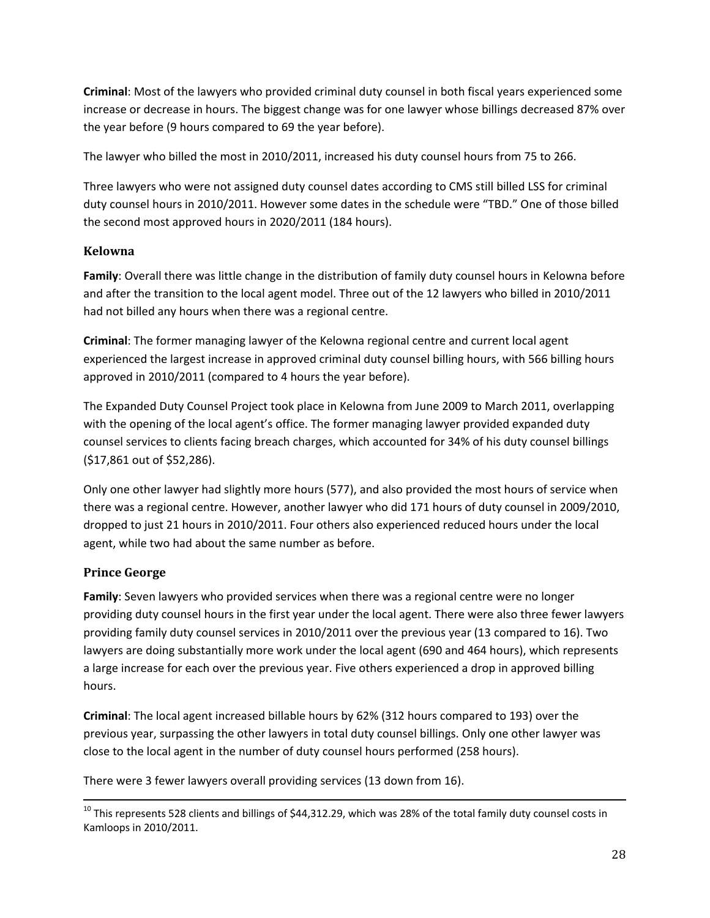**Criminal**: Most of the lawyers who provided criminal duty counsel in both fiscal years experienced some increase or decrease in hours. The biggest change was for one lawyer whose billings decreased 87% over the year before (9 hours compared to 69 the year before).

The lawyer who billed the most in 2010/2011, increased his duty counsel hours from 75 to 266.

Three lawyers who were not assigned duty counsel dates according to CMS still billed LSS for criminal duty counsel hours in 2010/2011. However some dates in the schedule were "TBD." One of those billed the second most approved hours in 2020/2011 (184 hours).

### Kelowna

**Family**: Overall there was little change in the distribution of family duty counsel hours in Kelowna before and after the transition to the local agent model. Three out of the 12 lawyers who billed in 2010/2011 had not billed any hours when there was a regional centre.

**Criminal**: The former managing lawyer of the Kelowna regional centre and current local agent experienced the largest increase in approved criminal duty counsel billing hours, with 566 billing hours approved in 2010/2011 (compared to 4 hours the year before).

The Expanded Duty Counsel Project took place in Kelowna from June 2009 to March 2011, overlapping with the opening of the local agent's office. The former managing lawyer provided expanded duty counsel services to clients facing breach charges, which accounted for 34% of his duty counsel billings ($17,861 out of $52,286).

Only one other lawyer had slightly more hours (577), and also provided the most hours of service when there was a regional centre. However, another lawyer who did 171 hours of duty counsel in 2009/2010, dropped to just 21 hours in 2010/2011. Four others also experienced reduced hours under the local agent, while two had about the same number as before.

### Prince George

**Family**: Seven lawyers who provided services when there was a regional centre were no longer providing duty counsel hours in the first year under the local agent. There were also three fewer lawyers providing family duty counsel services in 2010/2011 over the previous year (13 compared to 16). Two lawyers are doing substantially more work under the local agent (690 and 464 hours), which represents a large increase for each over the previous year. Five others experienced a drop in approved billing hours.

**Criminal**: The local agent increased billable hours by 62% (312 hours compared to 193) over the previous year, surpassing the other lawyers in total duty counsel billings. Only one other lawyer was close to the local agent in the number of duty counsel hours performed (258 hours).

There were 3 fewer lawyers overall providing services (13 down from 16).

---

[10] This represents 528 clients and billings of $44,312.29, which was 28% of the total family duty counsel costs in Kamloops in 2010/2011.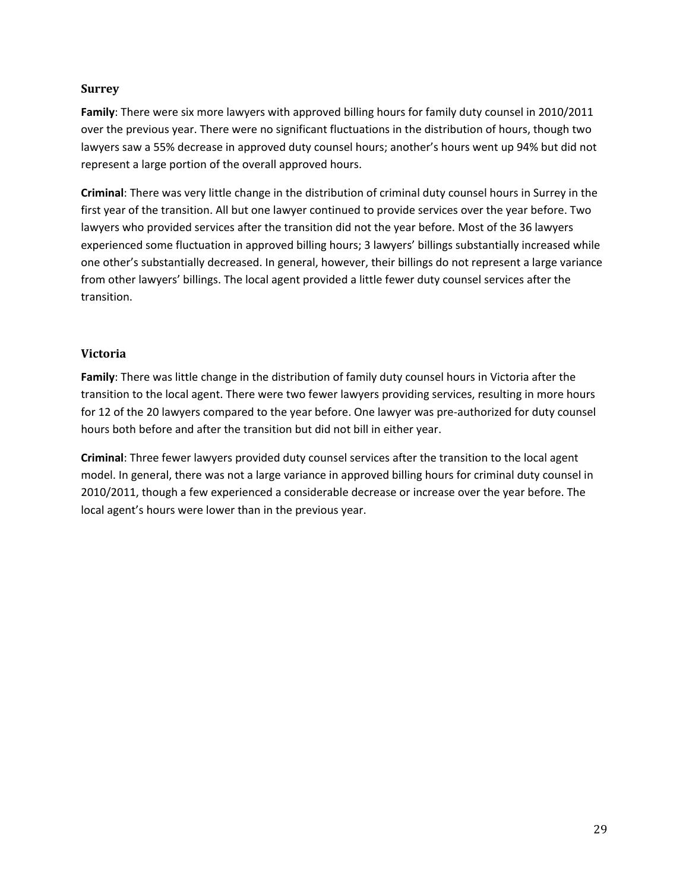### Surrey

**Family**: There were six more lawyers with approved billing hours for family duty counsel in 2010/2011 over the previous year. There were no significant fluctuations in the distribution of hours, though two lawyers saw a 55% decrease in approved duty counsel hours; another's hours went up 94% but did not represent a large portion of the overall approved hours.

**Criminal**: There was very little change in the distribution of criminal duty counsel hours in Surrey in the first year of the transition. All but one lawyer continued to provide services over the year before. Two lawyers who provided services after the transition did not the year before. Most of the 36 lawyers experienced some fluctuation in approved billing hours; 3 lawyers' billings substantially increased while one other's substantially decreased. In general, however, their billings do not represent a large variance from other lawyers' billings. The local agent provided a little fewer duty counsel services after the transition.

### Victoria

**Family**: There was little change in the distribution of family duty counsel hours in Victoria after the transition to the local agent. There were two fewer lawyers providing services, resulting in more hours for 12 of the 20 lawyers compared to the year before. One lawyer was pre-authorized for duty counsel hours both before and after the transition but did not bill in either year.

**Criminal**: Three fewer lawyers provided duty counsel services after the transition to the local agent model. In general, there was not a large variance in approved billing hours for criminal duty counsel in 2010/2011, though a few experienced a considerable decrease or increase over the year before. The local agent's hours were lower than in the previous year.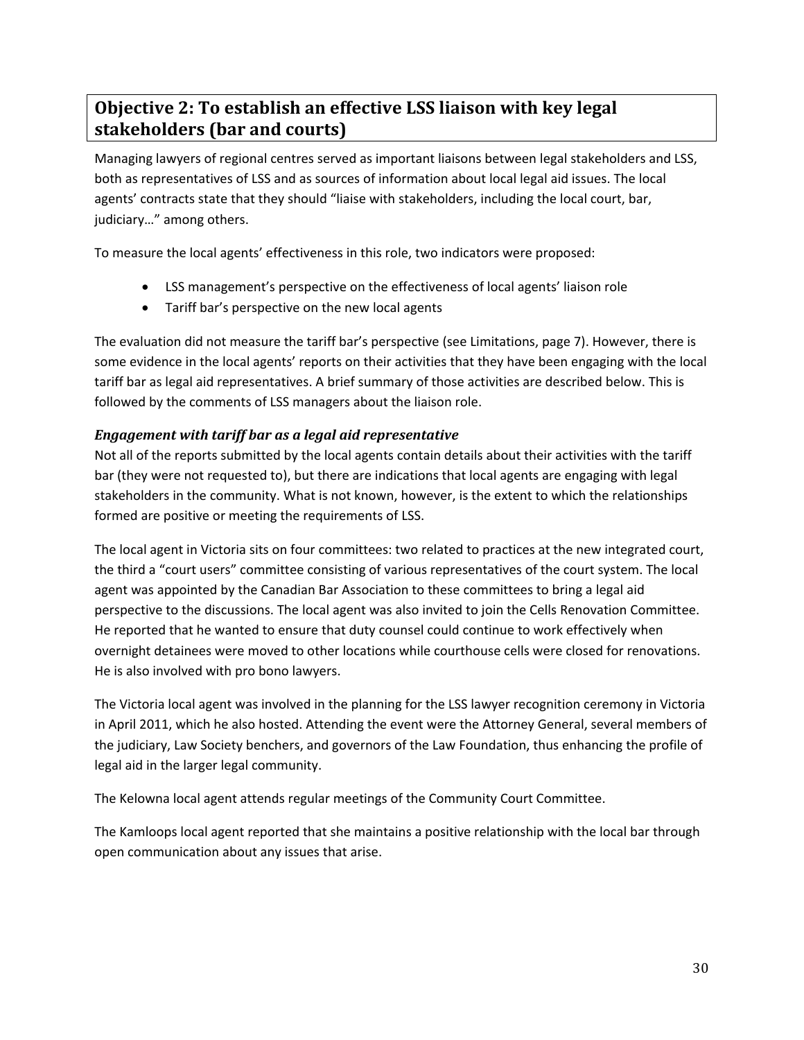## Objective 2: To establish an effective LSS liaison with key legal stakeholders (bar and courts)

Managing lawyers of regional centres served as important liaisons between legal stakeholders and LSS, both as representatives of LSS and as sources of information about local legal aid issues. The local agents' contracts state that they should "liaise with stakeholders, including the local court, bar, judiciary…" among others.

To measure the local agents' effectiveness in this role, two indicators were proposed:

- LSS management's perspective on the effectiveness of local agents' liaison role
- Tariff bar's perspective on the new local agents

The evaluation did not measure the tariff bar's perspective (see Limitations, page 7). However, there is some evidence in the local agents' reports on their activities that they have been engaging with the local tariff bar as legal aid representatives. A brief summary of those activities are described below. This is followed by the comments of LSS managers about the liaison role.

### *Engagement with tariff bar as a legal aid representative*

Not all of the reports submitted by the local agents contain details about their activities with the tariff bar (they were not requested to), but there are indications that local agents are engaging with legal stakeholders in the community. What is not known, however, is the extent to which the relationships formed are positive or meeting the requirements of LSS.

The local agent in Victoria sits on four committees: two related to practices at the new integrated court, the third a "court users" committee consisting of various representatives of the court system. The local agent was appointed by the Canadian Bar Association to these committees to bring a legal aid perspective to the discussions. The local agent was also invited to join the Cells Renovation Committee. He reported that he wanted to ensure that duty counsel could continue to work effectively when overnight detainees were moved to other locations while courthouse cells were closed for renovations. He is also involved with pro bono lawyers.

The Victoria local agent was involved in the planning for the LSS lawyer recognition ceremony in Victoria in April 2011, which he also hosted. Attending the event were the Attorney General, several members of the judiciary, Law Society benchers, and governors of the Law Foundation, thus enhancing the profile of legal aid in the larger legal community.

The Kelowna local agent attends regular meetings of the Community Court Committee.

The Kamloops local agent reported that she maintains a positive relationship with the local bar through open communication about any issues that arise.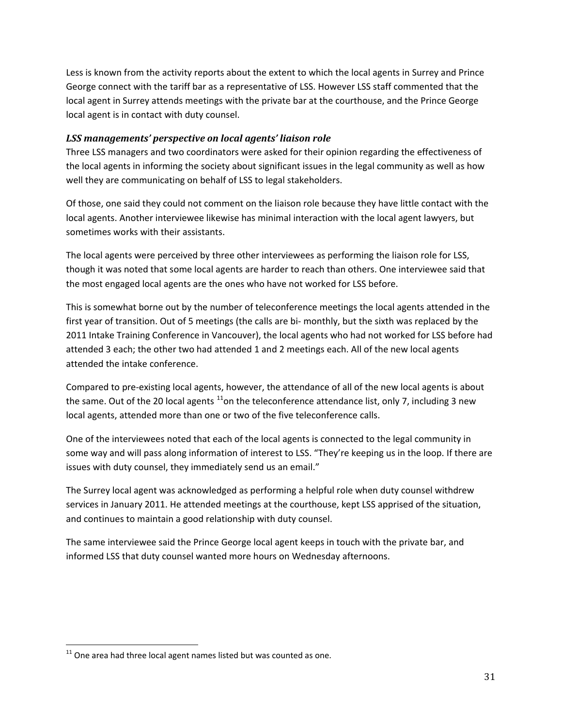Less is known from the activity reports about the extent to which the local agents in Surrey and Prince George connect with the tariff bar as a representative of LSS. However LSS staff commented that the local agent in Surrey attends meetings with the private bar at the courthouse, and the Prince George local agent is in contact with duty counsel.

### *LSS managements' perspective on local agents' liaison role*

Three LSS managers and two coordinators were asked for their opinion regarding the effectiveness of the local agents in informing the society about significant issues in the legal community as well as how well they are communicating on behalf of LSS to legal stakeholders.

Of those, one said they could not comment on the liaison role because they have little contact with the local agents. Another interviewee likewise has minimal interaction with the local agent lawyers, but sometimes works with their assistants.

The local agents were perceived by three other interviewees as performing the liaison role for LSS, though it was noted that some local agents are harder to reach than others. One interviewee said that the most engaged local agents are the ones who have not worked for LSS before.

This is somewhat borne out by the number of teleconference meetings the local agents attended in the first year of transition. Out of 5 meetings (the calls are bi- monthly, but the sixth was replaced by the 2011 Intake Training Conference in Vancouver), the local agents who had not worked for LSS before had attended 3 each; the other two had attended 1 and 2 meetings each. All of the new local agents attended the intake conference.

Compared to pre-existing local agents, however, the attendance of all of the new local agents is about the same. Out of the 20 local agents [11] on the teleconference attendance list, only 7, including 3 new local agents, attended more than one or two of the five teleconference calls.

One of the interviewees noted that each of the local agents is connected to the legal community in some way and will pass along information of interest to LSS. "They're keeping us in the loop. If there are issues with duty counsel, they immediately send us an email."

The Surrey local agent was acknowledged as performing a helpful role when duty counsel withdrew services in January 2011. He attended meetings at the courthouse, kept LSS apprised of the situation, and continues to maintain a good relationship with duty counsel.

The same interviewee said the Prince George local agent keeps in touch with the private bar, and informed LSS that duty counsel wanted more hours on Wednesday afternoons.

[11] One area had three local agent names listed but was counted as one.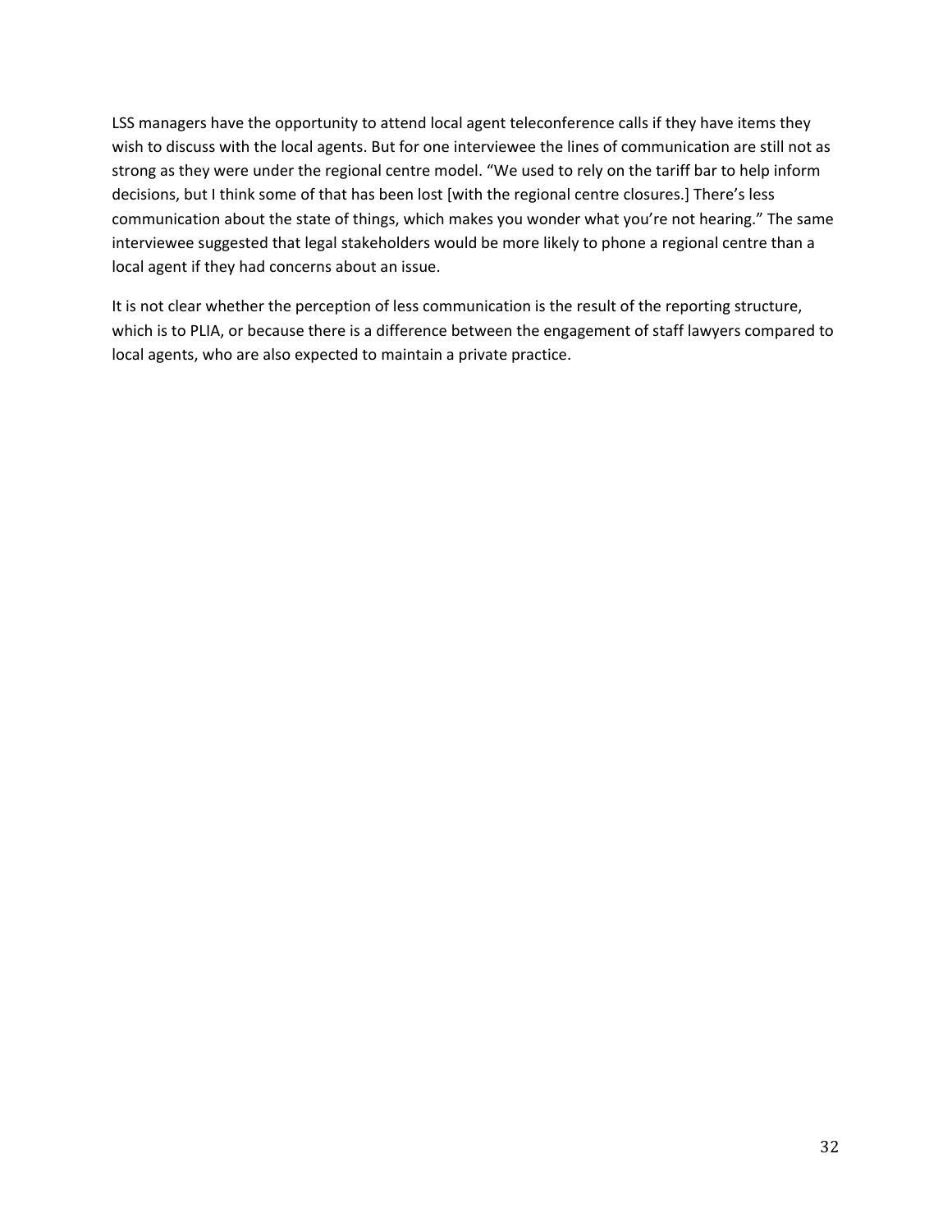LSS managers have the opportunity to attend local agent teleconference calls if they have items they wish to discuss with the local agents. But for one interviewee the lines of communication are still not as strong as they were under the regional centre model. "We used to rely on the tariff bar to help inform decisions, but I think some of that has been lost [with the regional centre closures.] There's less communication about the state of things, which makes you wonder what you're not hearing." The same interviewee suggested that legal stakeholders would be more likely to phone a regional centre than a local agent if they had concerns about an issue.

It is not clear whether the perception of less communication is the result of the reporting structure, which is to PLIA, or because there is a difference between the engagement of staff lawyers compared to local agents, who are also expected to maintain a private practice.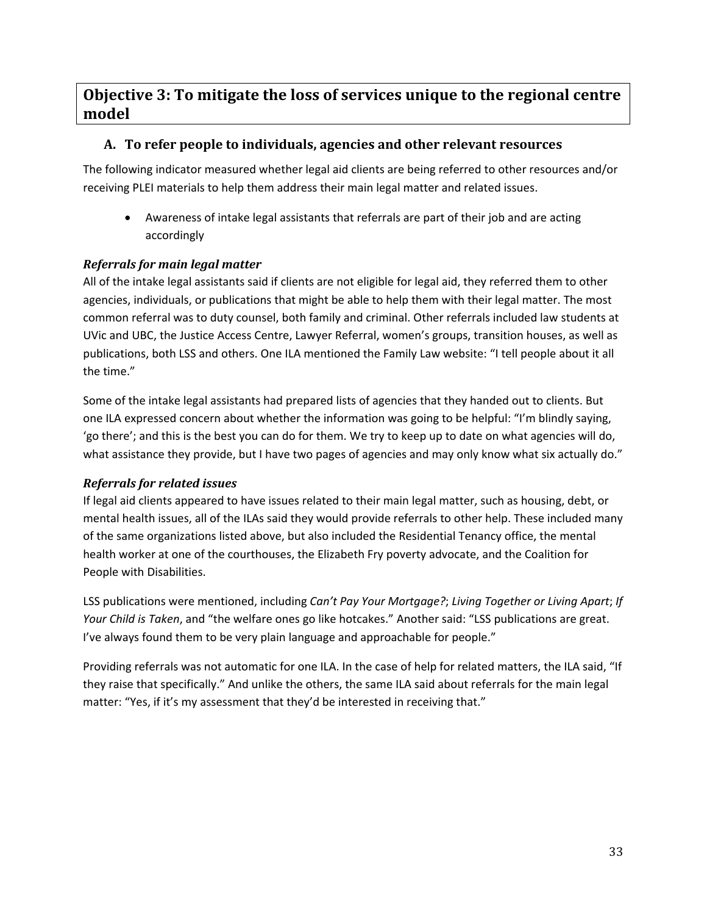## Objective 3: To mitigate the loss of services unique to the regional centre model

### A. To refer people to individuals, agencies and other relevant resources

The following indicator measured whether legal aid clients are being referred to other resources and/or receiving PLEI materials to help them address their main legal matter and related issues.

- Awareness of intake legal assistants that referrals are part of their job and are acting accordingly

#### *Referrals for main legal matter*

All of the intake legal assistants said if clients are not eligible for legal aid, they referred them to other agencies, individuals, or publications that might be able to help them with their legal matter. The most common referral was to duty counsel, both family and criminal. Other referrals included law students at UVic and UBC, the Justice Access Centre, Lawyer Referral, women's groups, transition houses, as well as publications, both LSS and others. One ILA mentioned the Family Law website: "I tell people about it all the time."

Some of the intake legal assistants had prepared lists of agencies that they handed out to clients. But one ILA expressed concern about whether the information was going to be helpful: "I'm blindly saying, 'go there'; and this is the best you can do for them. We try to keep up to date on what agencies will do, what assistance they provide, but I have two pages of agencies and may only know what six actually do."

#### *Referrals for related issues*

If legal aid clients appeared to have issues related to their main legal matter, such as housing, debt, or mental health issues, all of the ILAs said they would provide referrals to other help. These included many of the same organizations listed above, but also included the Residential Tenancy office, the mental health worker at one of the courthouses, the Elizabeth Fry poverty advocate, and the Coalition for People with Disabilities.

LSS publications were mentioned, including *Can't Pay Your Mortgage?*; *Living Together or Living Apart*; *If Your Child is Taken*, and "the welfare ones go like hotcakes." Another said: "LSS publications are great. I've always found them to be very plain language and approachable for people."

Providing referrals was not automatic for one ILA. In the case of help for related matters, the ILA said, "If they raise that specifically." And unlike the others, the same ILA said about referrals for the main legal matter: "Yes, if it's my assessment that they'd be interested in receiving that."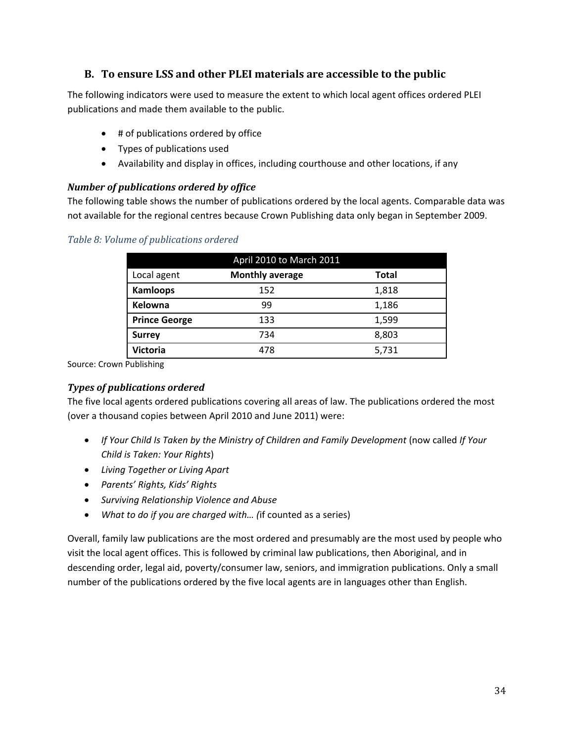## B. To ensure LSS and other PLEI materials are accessible to the public

The following indicators were used to measure the extent to which local agent offices ordered PLEI publications and made them available to the public.

- # of publications ordered by office
- Types of publications used
- Availability and display in offices, including courthouse and other locations, if any

### *Number of publications ordered by office*

The following table shows the number of publications ordered by the local agents. Comparable data was not available for the regional centres because Crown Publishing data only began in September 2009.

*Table 8: Volume of publications ordered*

| April 2010 to March 2011 | | |
|---|---|---|
| Local agent | **Monthly average** | **Total** |
| **Kamloops** | 152 | 1,818 |
| **Kelowna** | 99 | 1,186 |
| **Prince George** | 133 | 1,599 |
| **Surrey** | 734 | 8,803 |
| **Victoria** | 478 | 5,731 |

Source: Crown Publishing

### *Types of publications ordered*

The five local agents ordered publications covering all areas of law. The publications ordered the most (over a thousand copies between April 2010 and June 2011) were:

- *If Your Child Is Taken by the Ministry of Children and Family Development* (now called *If Your Child is Taken: Your Rights*)
- *Living Together or Living Apart*
- *Parents' Rights, Kids' Rights*
- *Surviving Relationship Violence and Abuse*
- *What to do if you are charged with… (*if counted as a series)

Overall, family law publications are the most ordered and presumably are the most used by people who visit the local agent offices. This is followed by criminal law publications, then Aboriginal, and in descending order, legal aid, poverty/consumer law, seniors, and immigration publications. Only a small number of the publications ordered by the five local agents are in languages other than English.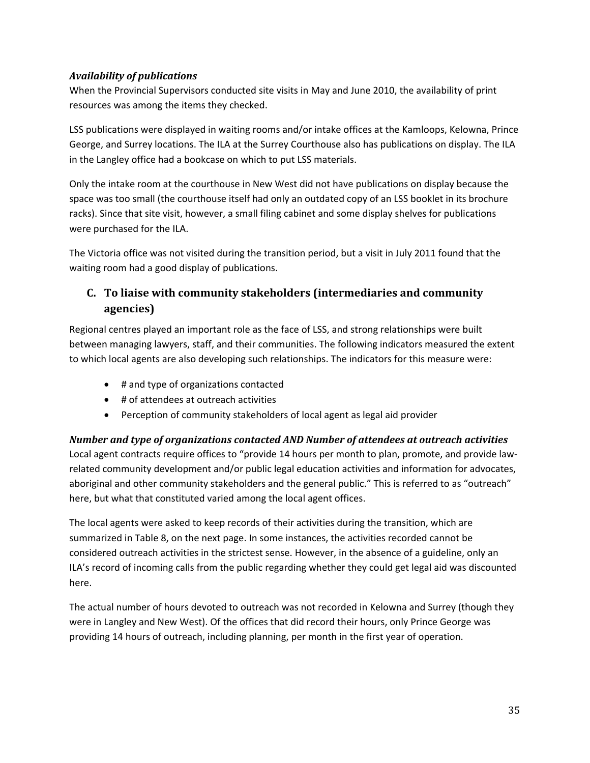### *Availability of publications*

When the Provincial Supervisors conducted site visits in May and June 2010, the availability of print resources was among the items they checked.

LSS publications were displayed in waiting rooms and/or intake offices at the Kamloops, Kelowna, Prince George, and Surrey locations. The ILA at the Surrey Courthouse also has publications on display. The ILA in the Langley office had a bookcase on which to put LSS materials.

Only the intake room at the courthouse in New West did not have publications on display because the space was too small (the courthouse itself had only an outdated copy of an LSS booklet in its brochure racks). Since that site visit, however, a small filing cabinet and some display shelves for publications were purchased for the ILA.

The Victoria office was not visited during the transition period, but a visit in July 2011 found that the waiting room had a good display of publications.

## C. To liaise with community stakeholders (intermediaries and community agencies)

Regional centres played an important role as the face of LSS, and strong relationships were built between managing lawyers, staff, and their communities. The following indicators measured the extent to which local agents are also developing such relationships. The indicators for this measure were:

- # and type of organizations contacted
- # of attendees at outreach activities
- Perception of community stakeholders of local agent as legal aid provider

### *Number and type of organizations contacted AND Number of attendees at outreach activities*

Local agent contracts require offices to "provide 14 hours per month to plan, promote, and provide law-related community development and/or public legal education activities and information for advocates, aboriginal and other community stakeholders and the general public." This is referred to as "outreach" here, but what that constituted varied among the local agent offices.

The local agents were asked to keep records of their activities during the transition, which are summarized in Table 8, on the next page. In some instances, the activities recorded cannot be considered outreach activities in the strictest sense. However, in the absence of a guideline, only an ILA's record of incoming calls from the public regarding whether they could get legal aid was discounted here.

The actual number of hours devoted to outreach was not recorded in Kelowna and Surrey (though they were in Langley and New West). Of the offices that did record their hours, only Prince George was providing 14 hours of outreach, including planning, per month in the first year of operation.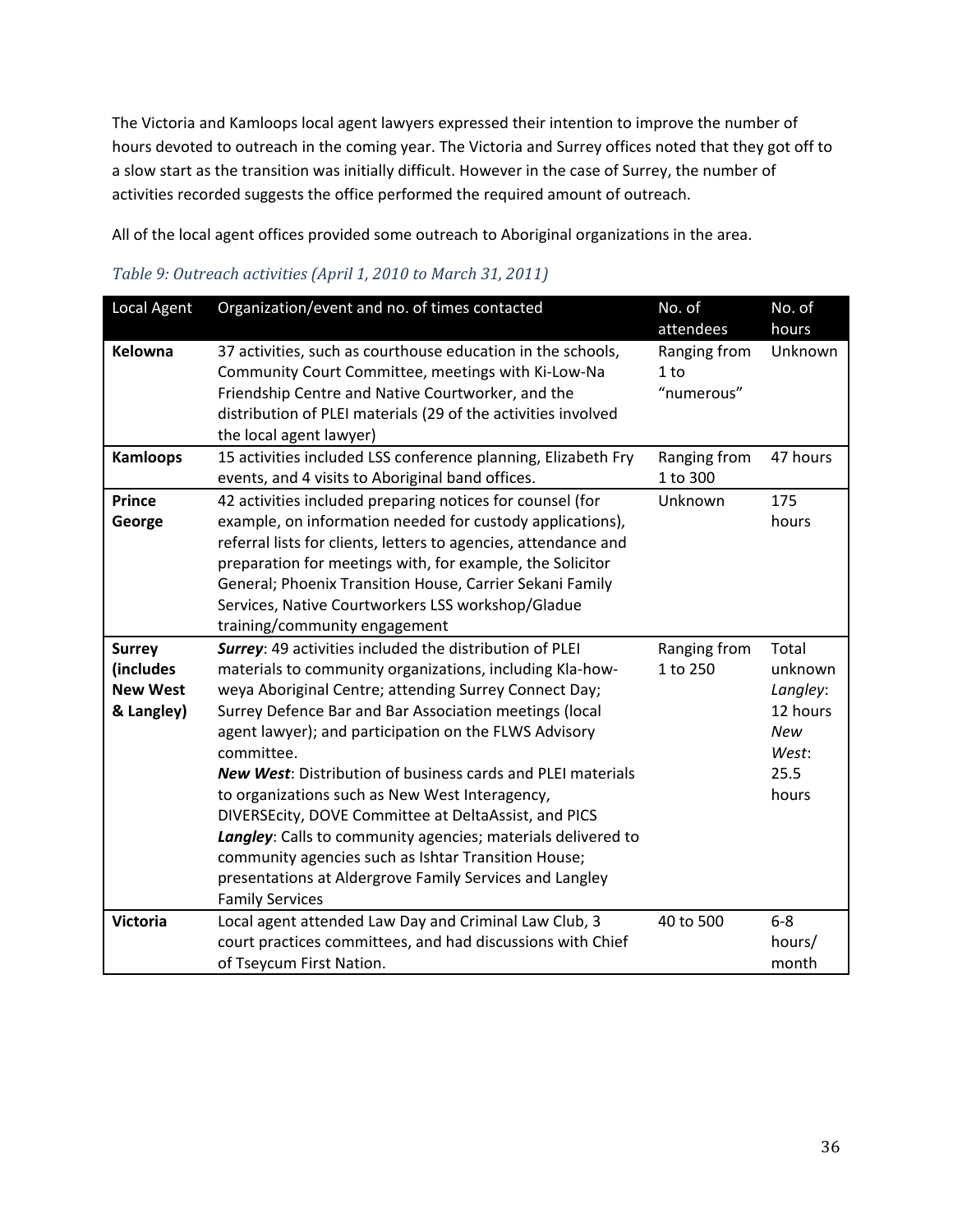The Victoria and Kamloops local agent lawyers expressed their intention to improve the number of hours devoted to outreach in the coming year. The Victoria and Surrey offices noted that they got off to a slow start as the transition was initially difficult. However in the case of Surrey, the number of activities recorded suggests the office performed the required amount of outreach.

All of the local agent offices provided some outreach to Aboriginal organizations in the area.

*Table 9: Outreach activities (April 1, 2010 to March 31, 2011)*

| Local Agent | Organization/event and no. of times contacted | No. of attendees | No. of hours |
|---|---|---|---|
| **Kelowna** | 37 activities, such as courthouse education in the schools, Community Court Committee, meetings with Ki-Low-Na Friendship Centre and Native Courtworker, and the distribution of PLEI materials (29 of the activities involved the local agent lawyer) | Ranging from 1 to "numerous" | Unknown |
| **Kamloops** | 15 activities included LSS conference planning, Elizabeth Fry events, and 4 visits to Aboriginal band offices. | Ranging from 1 to 300 | 47 hours |
| **Prince George** | 42 activities included preparing notices for counsel (for example, on information needed for custody applications), referral lists for clients, letters to agencies, attendance and preparation for meetings with, for example, the Solicitor General; Phoenix Transition House, Carrier Sekani Family Services, Native Courtworkers LSS workshop/Gladue training/community engagement | Unknown | 175 hours |
| **Surrey (includes New West & Langley)** | ***Surrey***: 49 activities included the distribution of PLEI materials to community organizations, including Kla-how-weya Aboriginal Centre; attending Surrey Connect Day; Surrey Defence Bar and Bar Association meetings (local agent lawyer); and participation on the FLWS Advisory committee.<br>***New West***: Distribution of business cards and PLEI materials to organizations such as New West Interagency, DIVERSEcity, DOVE Committee at DeltaAssist, and PICS<br>***Langley***: Calls to community agencies; materials delivered to community agencies such as Ishtar Transition House; presentations at Aldergrove Family Services and Langley Family Services | Ranging from 1 to 250 | Total unknown<br>*Langley*: 12 hours<br>*New West*: 25.5 hours |
| **Victoria** | Local agent attended Law Day and Criminal Law Club, 3 court practices committees, and had discussions with Chief of Tseycum First Nation. | 40 to 500 | 6-8 hours/ month |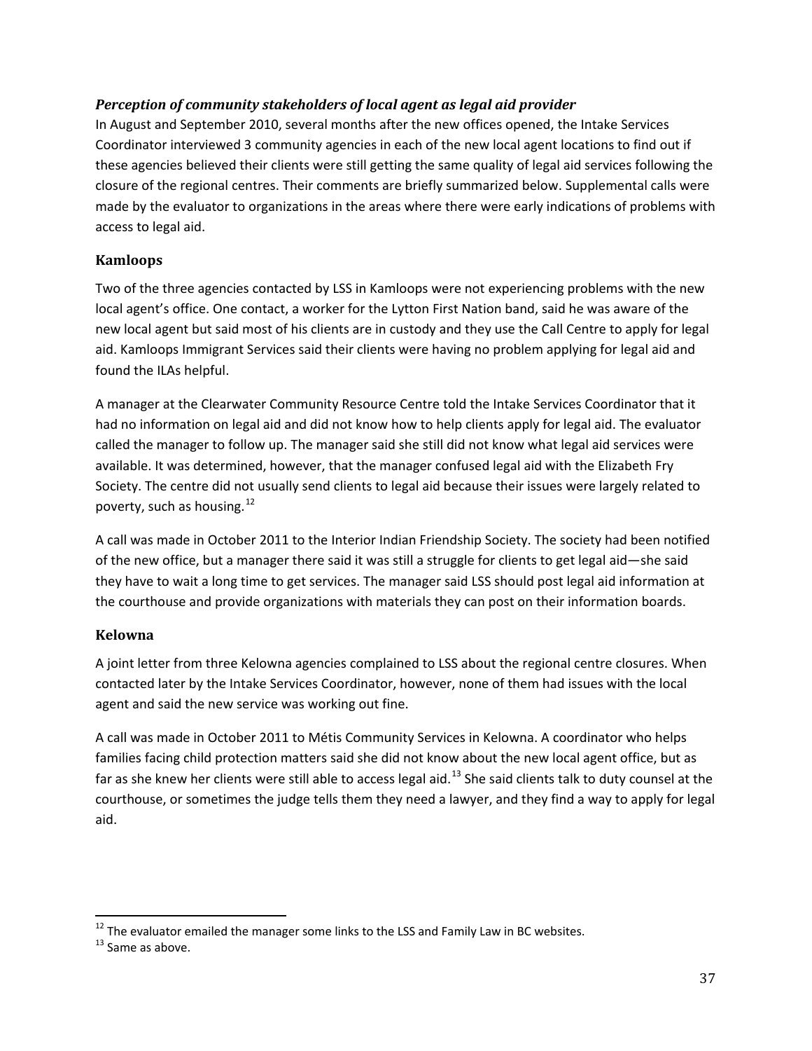### *Perception of community stakeholders of local agent as legal aid provider*

In August and September 2010, several months after the new offices opened, the Intake Services Coordinator interviewed 3 community agencies in each of the new local agent locations to find out if these agencies believed their clients were still getting the same quality of legal aid services following the closure of the regional centres. Their comments are briefly summarized below. Supplemental calls were made by the evaluator to organizations in the areas where there were early indications of problems with access to legal aid.

#### Kamloops

Two of the three agencies contacted by LSS in Kamloops were not experiencing problems with the new local agent's office. One contact, a worker for the Lytton First Nation band, said he was aware of the new local agent but said most of his clients are in custody and they use the Call Centre to apply for legal aid. Kamloops Immigrant Services said their clients were having no problem applying for legal aid and found the ILAs helpful.

A manager at the Clearwater Community Resource Centre told the Intake Services Coordinator that it had no information on legal aid and did not know how to help clients apply for legal aid. The evaluator called the manager to follow up. The manager said she still did not know what legal aid services were available. It was determined, however, that the manager confused legal aid with the Elizabeth Fry Society. The centre did not usually send clients to legal aid because their issues were largely related to poverty, such as housing.[12]

A call was made in October 2011 to the Interior Indian Friendship Society. The society had been notified of the new office, but a manager there said it was still a struggle for clients to get legal aid—she said they have to wait a long time to get services. The manager said LSS should post legal aid information at the courthouse and provide organizations with materials they can post on their information boards.

#### Kelowna

A joint letter from three Kelowna agencies complained to LSS about the regional centre closures. When contacted later by the Intake Services Coordinator, however, none of them had issues with the local agent and said the new service was working out fine.

A call was made in October 2011 to Métis Community Services in Kelowna. A coordinator who helps families facing child protection matters said she did not know about the new local agent office, but as far as she knew her clients were still able to access legal aid.[13] She said clients talk to duty counsel at the courthouse, or sometimes the judge tells them they need a lawyer, and they find a way to apply for legal aid.

---

[12] The evaluator emailed the manager some links to the LSS and Family Law in BC websites.

[13] Same as above.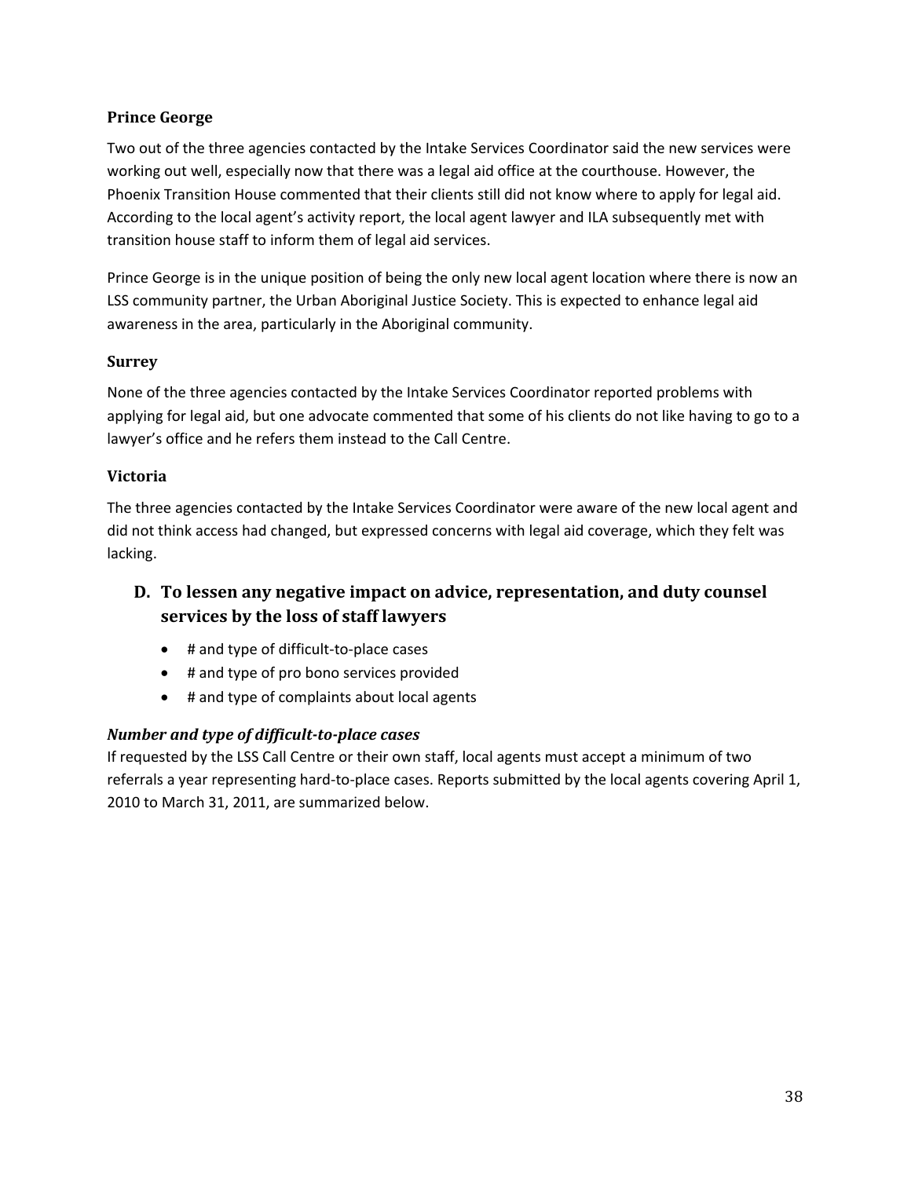### Prince George

Two out of the three agencies contacted by the Intake Services Coordinator said the new services were working out well, especially now that there was a legal aid office at the courthouse. However, the Phoenix Transition House commented that their clients still did not know where to apply for legal aid. According to the local agent's activity report, the local agent lawyer and ILA subsequently met with transition house staff to inform them of legal aid services.

Prince George is in the unique position of being the only new local agent location where there is now an LSS community partner, the Urban Aboriginal Justice Society. This is expected to enhance legal aid awareness in the area, particularly in the Aboriginal community.

### Surrey

None of the three agencies contacted by the Intake Services Coordinator reported problems with applying for legal aid, but one advocate commented that some of his clients do not like having to go to a lawyer's office and he refers them instead to the Call Centre.

### Victoria

The three agencies contacted by the Intake Services Coordinator were aware of the new local agent and did not think access had changed, but expressed concerns with legal aid coverage, which they felt was lacking.

## D. To lessen any negative impact on advice, representation, and duty counsel services by the loss of staff lawyers

- # and type of difficult-to-place cases
- # and type of pro bono services provided
- # and type of complaints about local agents

***Number and type of difficult-to-place cases***

If requested by the LSS Call Centre or their own staff, local agents must accept a minimum of two referrals a year representing hard-to-place cases. Reports submitted by the local agents covering April 1, 2010 to March 31, 2011, are summarized below.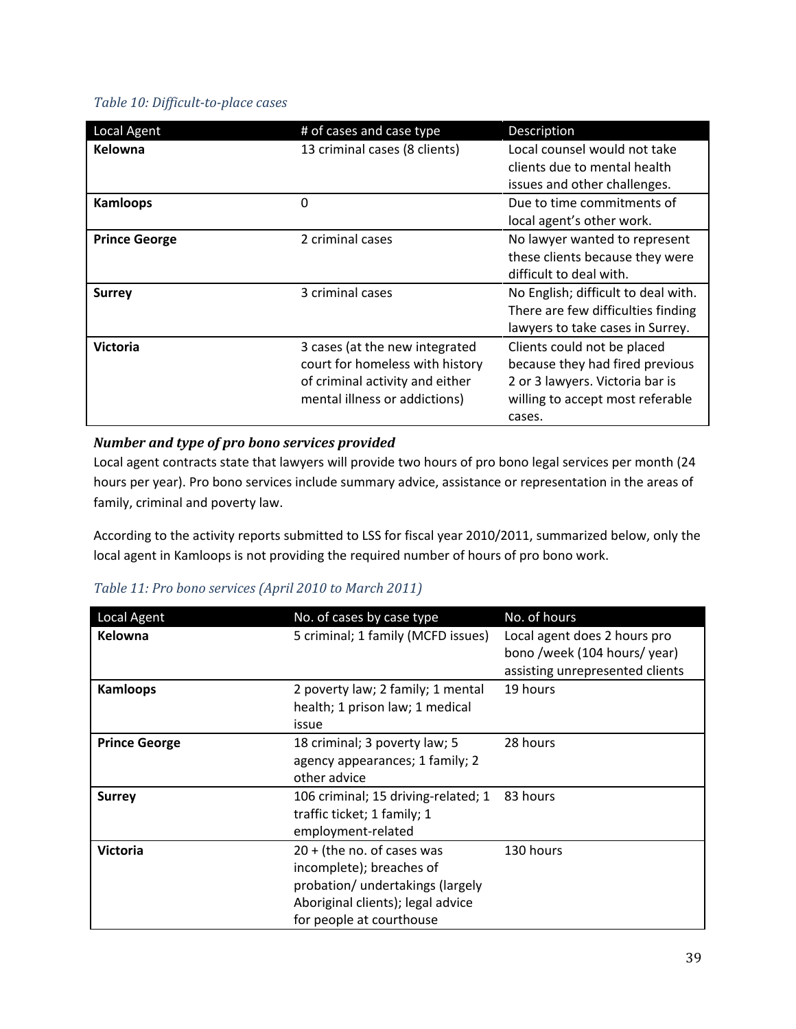*Table 10: Difficult-to-place cases*

| Local Agent | # of cases and case type | Description |
|---|---|---|
| **Kelowna** | 13 criminal cases (8 clients) | Local counsel would not take clients due to mental health issues and other challenges. |
| **Kamloops** | 0 | Due to time commitments of local agent's other work. |
| **Prince George** | 2 criminal cases | No lawyer wanted to represent these clients because they were difficult to deal with. |
| **Surrey** | 3 criminal cases | No English; difficult to deal with. There are few difficulties finding lawyers to take cases in Surrey. |
| **Victoria** | 3 cases (at the new integrated court for homeless with history of criminal activity and either mental illness or addictions) | Clients could not be placed because they had fired previous 2 or 3 lawyers. Victoria bar is willing to accept most referable cases. |

### *Number and type of pro bono services provided*

Local agent contracts state that lawyers will provide two hours of pro bono legal services per month (24 hours per year). Pro bono services include summary advice, assistance or representation in the areas of family, criminal and poverty law.

According to the activity reports submitted to LSS for fiscal year 2010/2011, summarized below, only the local agent in Kamloops is not providing the required number of hours of pro bono work.

*Table 11: Pro bono services (April 2010 to March 2011)*

| Local Agent | No. of cases by case type | No. of hours |
|---|---|---|
| **Kelowna** | 5 criminal; 1 family (MCFD issues) | Local agent does 2 hours pro bono /week (104 hours/ year) assisting unrepresented clients |
| **Kamloops** | 2 poverty law; 2 family; 1 mental health; 1 prison law; 1 medical issue | 19 hours |
| **Prince George** | 18 criminal; 3 poverty law; 5 agency appearances; 1 family; 2 other advice | 28 hours |
| **Surrey** | 106 criminal; 15 driving-related; 1 traffic ticket; 1 family; 1 employment-related | 83 hours |
| **Victoria** | 20 + (the no. of cases was incomplete); breaches of probation/ undertakings (largely Aboriginal clients); legal advice for people at courthouse | 130 hours |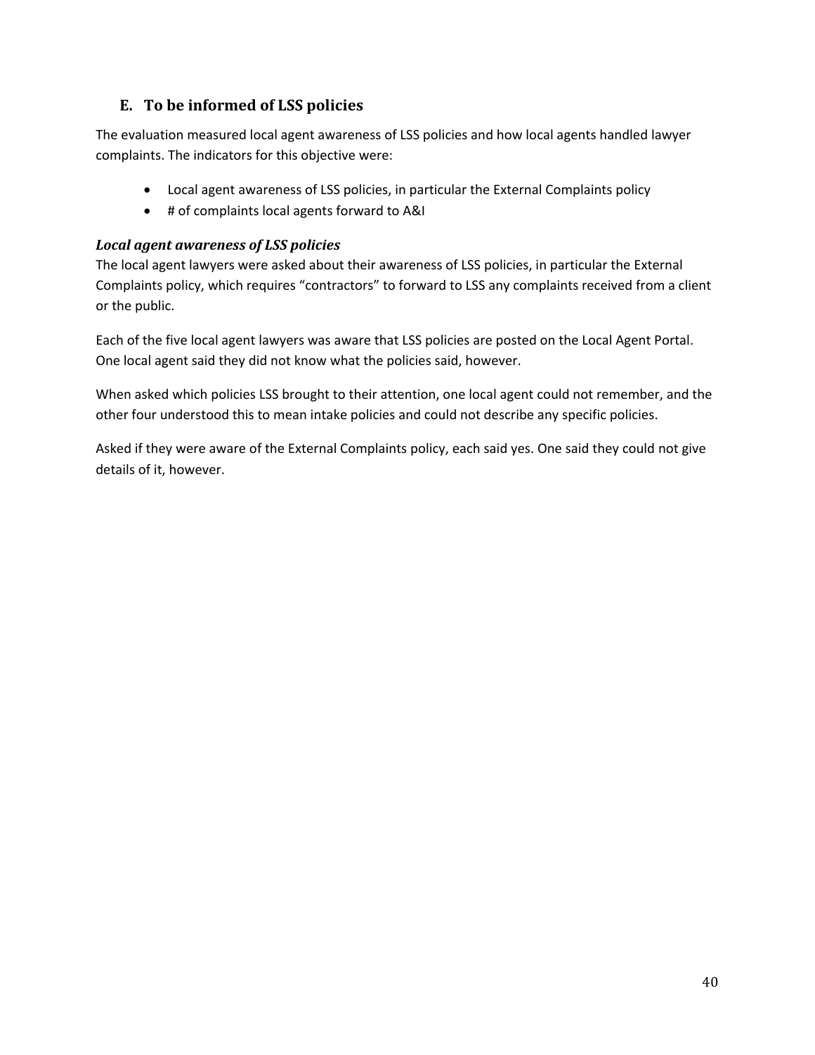## E. To be informed of LSS policies

The evaluation measured local agent awareness of LSS policies and how local agents handled lawyer complaints. The indicators for this objective were:

- Local agent awareness of LSS policies, in particular the External Complaints policy
- # of complaints local agents forward to A&I

### *Local agent awareness of LSS policies*

The local agent lawyers were asked about their awareness of LSS policies, in particular the External Complaints policy, which requires "contractors" to forward to LSS any complaints received from a client or the public.

Each of the five local agent lawyers was aware that LSS policies are posted on the Local Agent Portal. One local agent said they did not know what the policies said, however.

When asked which policies LSS brought to their attention, one local agent could not remember, and the other four understood this to mean intake policies and could not describe any specific policies.

Asked if they were aware of the External Complaints policy, each said yes. One said they could not give details of it, however.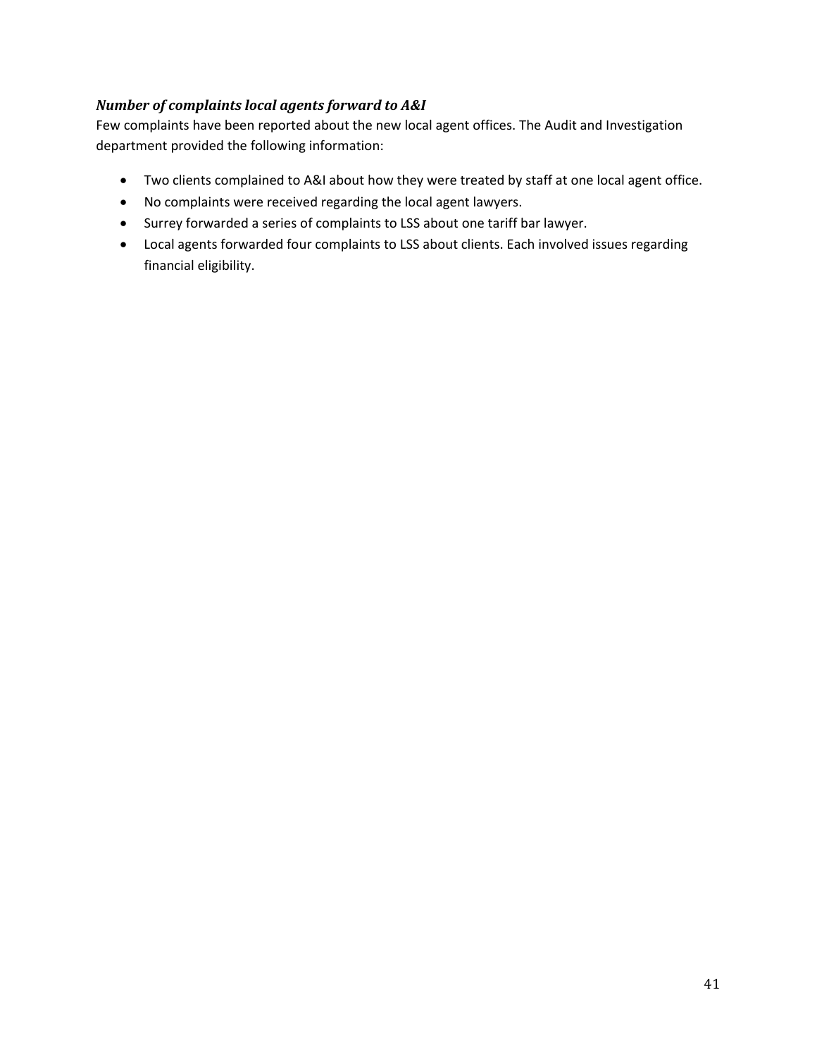### *Number of complaints local agents forward to A&I*

Few complaints have been reported about the new local agent offices. The Audit and Investigation department provided the following information:

- Two clients complained to A&I about how they were treated by staff at one local agent office.
- No complaints were received regarding the local agent lawyers.
- Surrey forwarded a series of complaints to LSS about one tariff bar lawyer.
- Local agents forwarded four complaints to LSS about clients. Each involved issues regarding financial eligibility.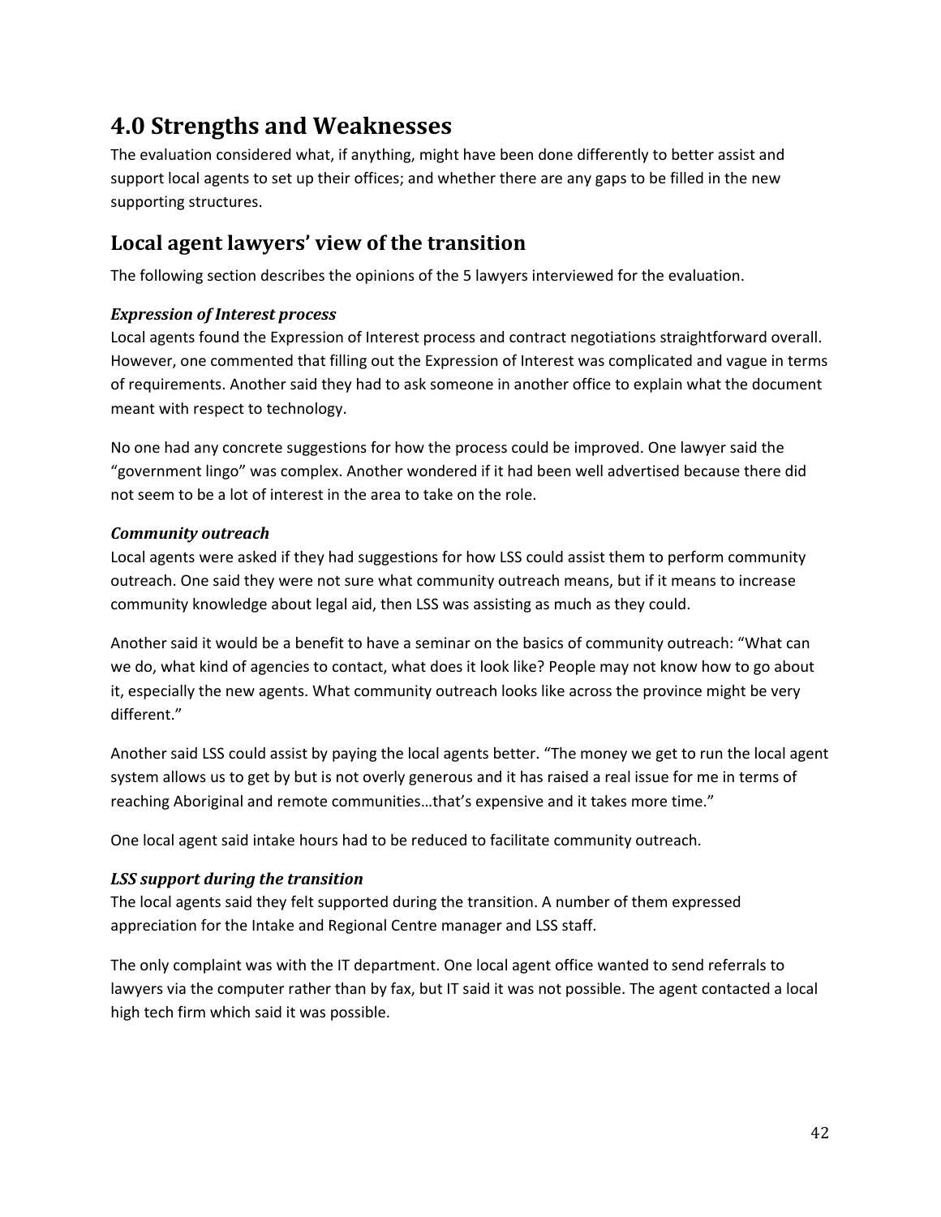# 4.0 Strengths and Weaknesses

The evaluation considered what, if anything, might have been done differently to better assist and support local agents to set up their offices; and whether there are any gaps to be filled in the new supporting structures.

## Local agent lawyers' view of the transition

The following section describes the opinions of the 5 lawyers interviewed for the evaluation.

### *Expression of Interest process*

Local agents found the Expression of Interest process and contract negotiations straightforward overall. However, one commented that filling out the Expression of Interest was complicated and vague in terms of requirements. Another said they had to ask someone in another office to explain what the document meant with respect to technology.

No one had any concrete suggestions for how the process could be improved. One lawyer said the "government lingo" was complex. Another wondered if it had been well advertised because there did not seem to be a lot of interest in the area to take on the role.

### *Community outreach*

Local agents were asked if they had suggestions for how LSS could assist them to perform community outreach. One said they were not sure what community outreach means, but if it means to increase community knowledge about legal aid, then LSS was assisting as much as they could.

Another said it would be a benefit to have a seminar on the basics of community outreach: "What can we do, what kind of agencies to contact, what does it look like? People may not know how to go about it, especially the new agents. What community outreach looks like across the province might be very different."

Another said LSS could assist by paying the local agents better. "The money we get to run the local agent system allows us to get by but is not overly generous and it has raised a real issue for me in terms of reaching Aboriginal and remote communities…that's expensive and it takes more time."

One local agent said intake hours had to be reduced to facilitate community outreach.

### *LSS support during the transition*

The local agents said they felt supported during the transition. A number of them expressed appreciation for the Intake and Regional Centre manager and LSS staff.

The only complaint was with the IT department. One local agent office wanted to send referrals to lawyers via the computer rather than by fax, but IT said it was not possible. The agent contacted a local high tech firm which said it was possible.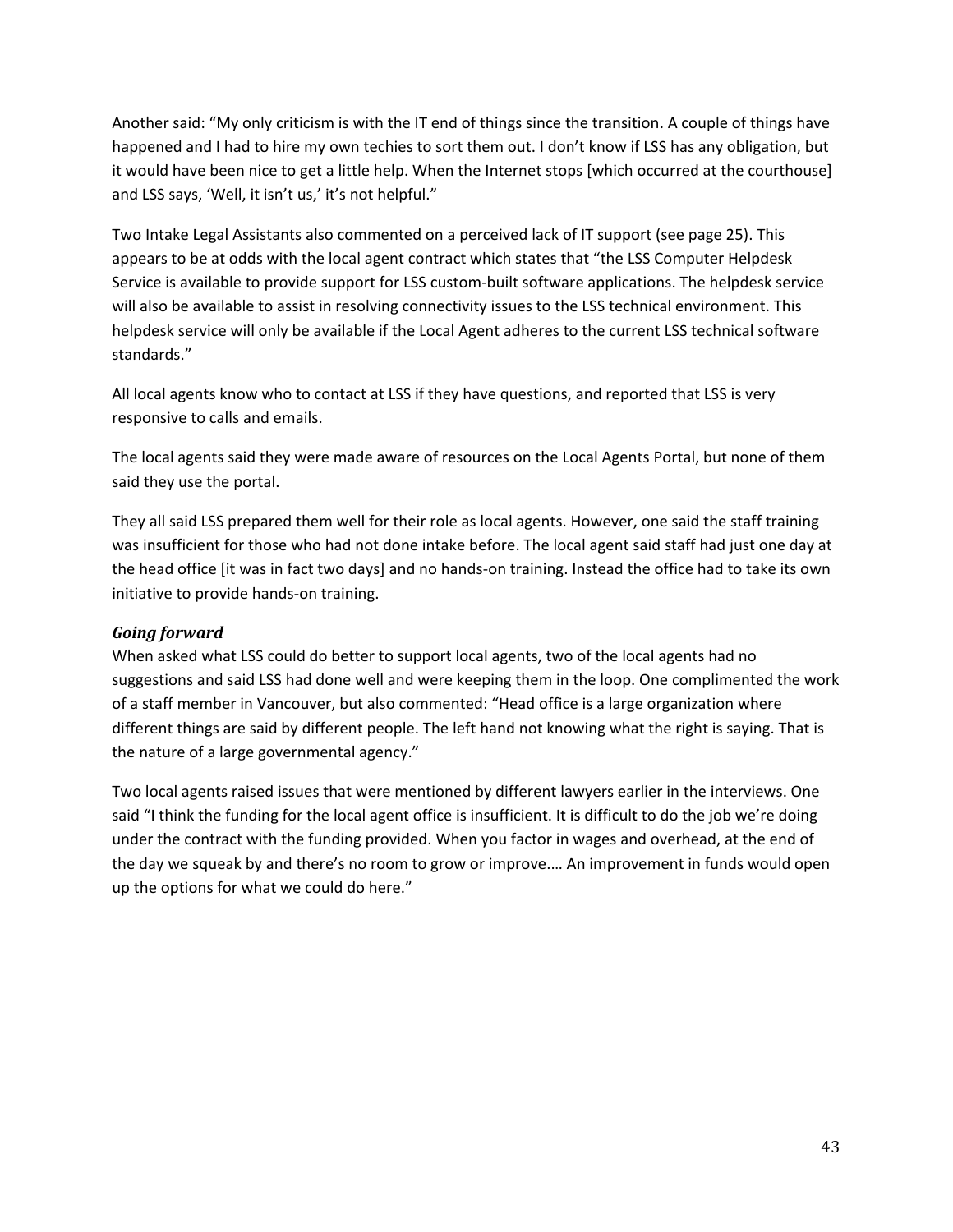Another said: "My only criticism is with the IT end of things since the transition. A couple of things have happened and I had to hire my own techies to sort them out. I don't know if LSS has any obligation, but it would have been nice to get a little help. When the Internet stops [which occurred at the courthouse] and LSS says, 'Well, it isn't us,' it's not helpful."

Two Intake Legal Assistants also commented on a perceived lack of IT support (see page 25). This appears to be at odds with the local agent contract which states that "the LSS Computer Helpdesk Service is available to provide support for LSS custom-built software applications. The helpdesk service will also be available to assist in resolving connectivity issues to the LSS technical environment. This helpdesk service will only be available if the Local Agent adheres to the current LSS technical software standards."

All local agents know who to contact at LSS if they have questions, and reported that LSS is very responsive to calls and emails.

The local agents said they were made aware of resources on the Local Agents Portal, but none of them said they use the portal.

They all said LSS prepared them well for their role as local agents. However, one said the staff training was insufficient for those who had not done intake before. The local agent said staff had just one day at the head office [it was in fact two days] and no hands-on training. Instead the office had to take its own initiative to provide hands-on training.

### *Going forward*

When asked what LSS could do better to support local agents, two of the local agents had no suggestions and said LSS had done well and were keeping them in the loop. One complimented the work of a staff member in Vancouver, but also commented: "Head office is a large organization where different things are said by different people. The left hand not knowing what the right is saying. That is the nature of a large governmental agency."

Two local agents raised issues that were mentioned by different lawyers earlier in the interviews. One said "I think the funding for the local agent office is insufficient. It is difficult to do the job we're doing under the contract with the funding provided. When you factor in wages and overhead, at the end of the day we squeak by and there's no room to grow or improve.… An improvement in funds would open up the options for what we could do here."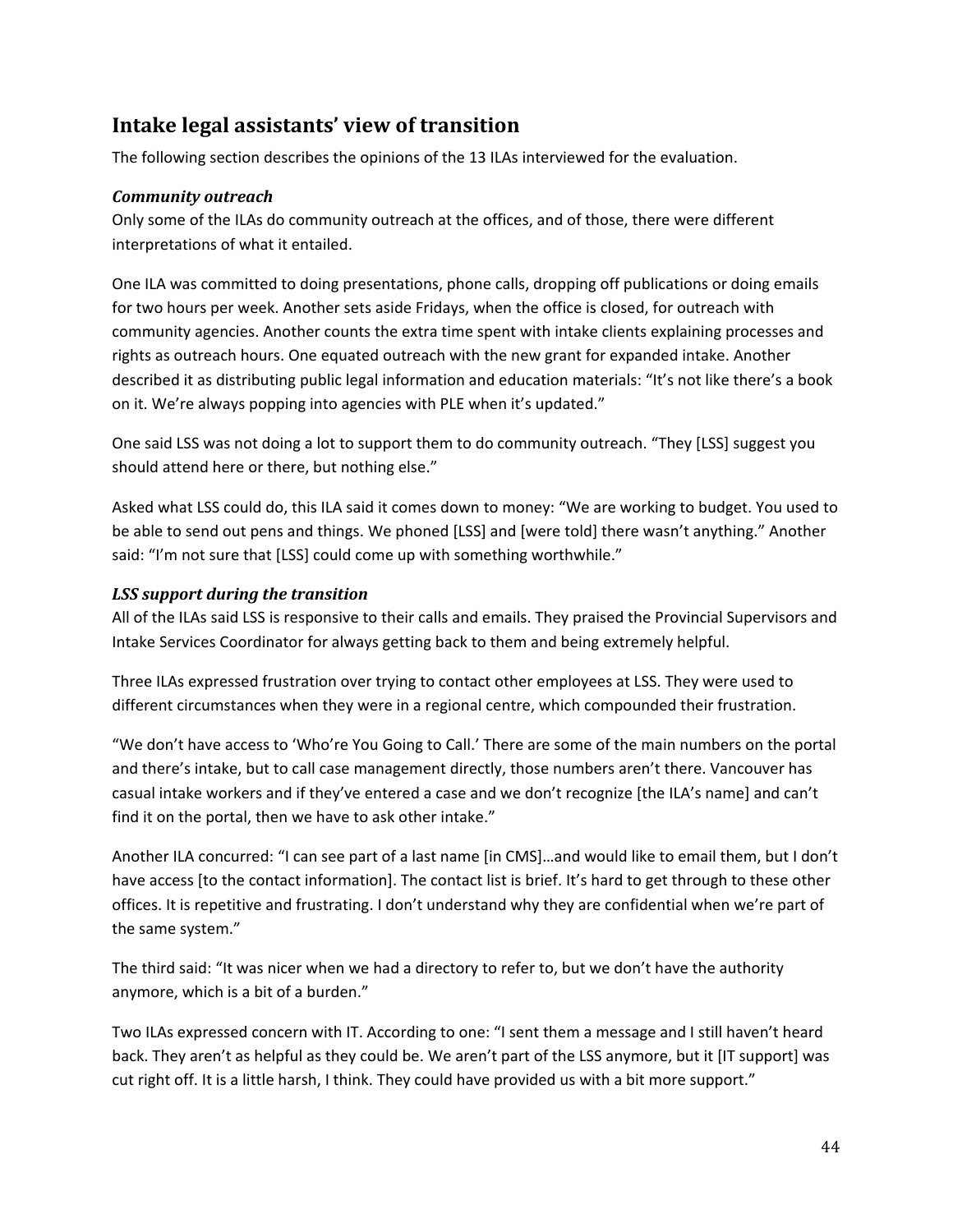## Intake legal assistants' view of transition

The following section describes the opinions of the 13 ILAs interviewed for the evaluation.

### *Community outreach*

Only some of the ILAs do community outreach at the offices, and of those, there were different interpretations of what it entailed.

One ILA was committed to doing presentations, phone calls, dropping off publications or doing emails for two hours per week. Another sets aside Fridays, when the office is closed, for outreach with community agencies. Another counts the extra time spent with intake clients explaining processes and rights as outreach hours. One equated outreach with the new grant for expanded intake. Another described it as distributing public legal information and education materials: "It's not like there's a book on it. We're always popping into agencies with PLE when it's updated."

One said LSS was not doing a lot to support them to do community outreach. "They [LSS] suggest you should attend here or there, but nothing else."

Asked what LSS could do, this ILA said it comes down to money: "We are working to budget. You used to be able to send out pens and things. We phoned [LSS] and [were told] there wasn't anything." Another said: "I'm not sure that [LSS] could come up with something worthwhile."

### *LSS support during the transition*

All of the ILAs said LSS is responsive to their calls and emails. They praised the Provincial Supervisors and Intake Services Coordinator for always getting back to them and being extremely helpful.

Three ILAs expressed frustration over trying to contact other employees at LSS. They were used to different circumstances when they were in a regional centre, which compounded their frustration.

"We don't have access to 'Who're You Going to Call.' There are some of the main numbers on the portal and there's intake, but to call case management directly, those numbers aren't there. Vancouver has casual intake workers and if they've entered a case and we don't recognize [the ILA's name] and can't find it on the portal, then we have to ask other intake."

Another ILA concurred: "I can see part of a last name [in CMS]…and would like to email them, but I don't have access [to the contact information]. The contact list is brief. It's hard to get through to these other offices. It is repetitive and frustrating. I don't understand why they are confidential when we're part of the same system."

The third said: "It was nicer when we had a directory to refer to, but we don't have the authority anymore, which is a bit of a burden."

Two ILAs expressed concern with IT. According to one: "I sent them a message and I still haven't heard back. They aren't as helpful as they could be. We aren't part of the LSS anymore, but it [IT support] was cut right off. It is a little harsh, I think. They could have provided us with a bit more support."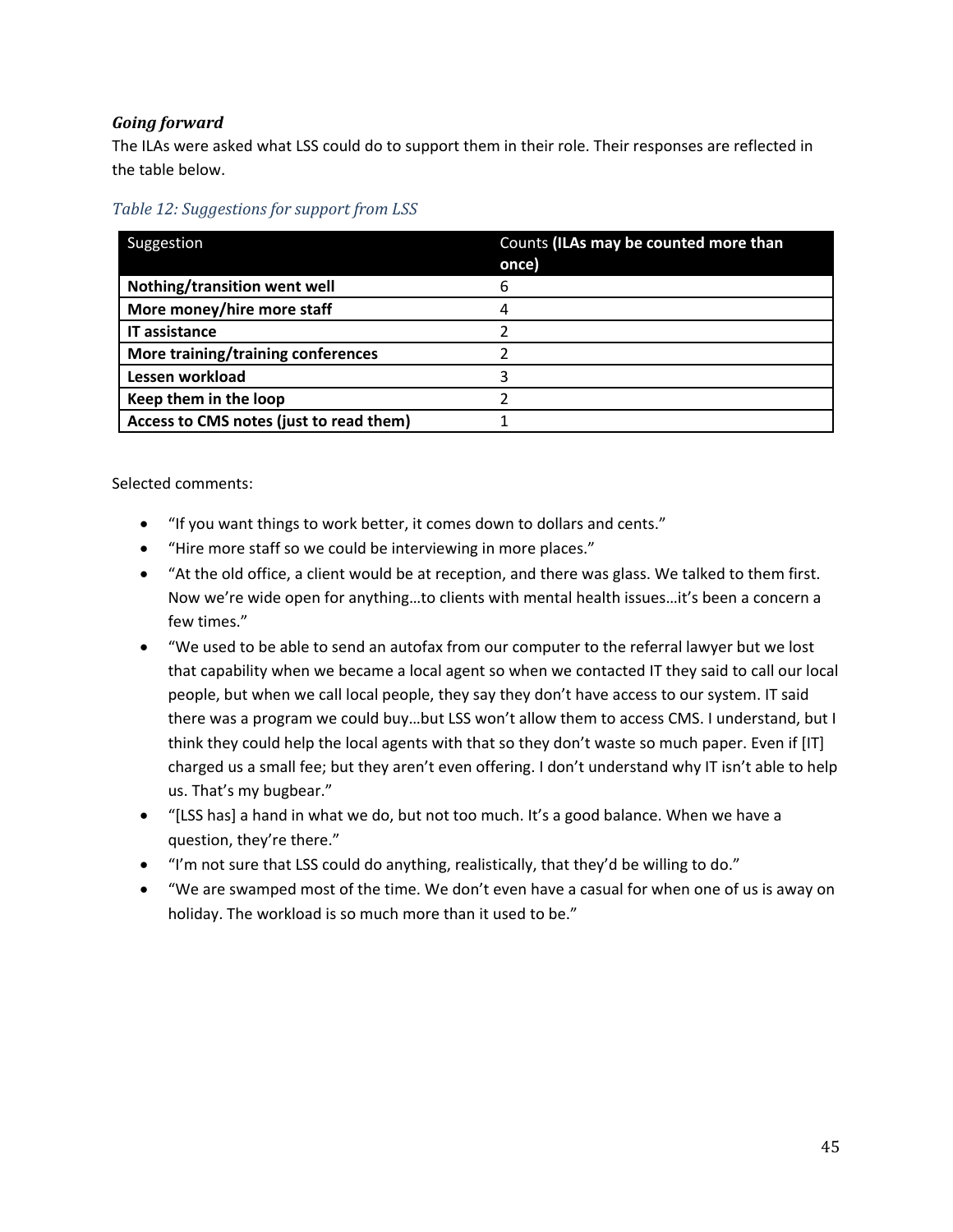### *Going forward*

The ILAs were asked what LSS could do to support them in their role. Their responses are reflected in the table below.

*Table 12: Suggestions for support from LSS*

| Suggestion | Counts **(ILAs may be counted more than once)** |
|---|---|
| **Nothing/transition went well** | 6 |
| **More money/hire more staff** | 4 |
| **IT assistance** | 2 |
| **More training/training conferences** | 2 |
| **Lessen workload** | 3 |
| **Keep them in the loop** | 2 |
| **Access to CMS notes (just to read them)** | 1 |

Selected comments:

- "If you want things to work better, it comes down to dollars and cents."
- "Hire more staff so we could be interviewing in more places."
- "At the old office, a client would be at reception, and there was glass. We talked to them first. Now we're wide open for anything…to clients with mental health issues…it's been a concern a few times."
- "We used to be able to send an autofax from our computer to the referral lawyer but we lost that capability when we became a local agent so when we contacted IT they said to call our local people, but when we call local people, they say they don't have access to our system. IT said there was a program we could buy…but LSS won't allow them to access CMS. I understand, but I think they could help the local agents with that so they don't waste so much paper. Even if [IT] charged us a small fee; but they aren't even offering. I don't understand why IT isn't able to help us. That's my bugbear."
- "[LSS has] a hand in what we do, but not too much. It's a good balance. When we have a question, they're there."
- "I'm not sure that LSS could do anything, realistically, that they'd be willing to do."
- "We are swamped most of the time. We don't even have a casual for when one of us is away on holiday. The workload is so much more than it used to be."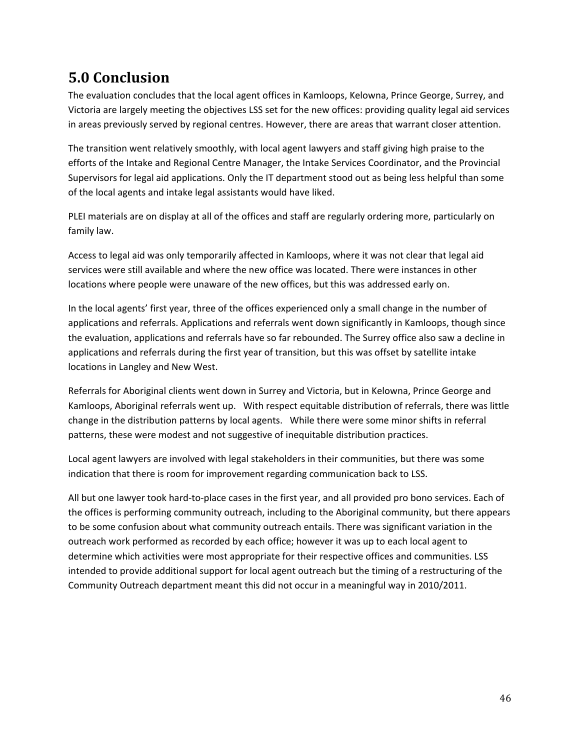## 5.0 Conclusion

The evaluation concludes that the local agent offices in Kamloops, Kelowna, Prince George, Surrey, and Victoria are largely meeting the objectives LSS set for the new offices: providing quality legal aid services in areas previously served by regional centres. However, there are areas that warrant closer attention.

The transition went relatively smoothly, with local agent lawyers and staff giving high praise to the efforts of the Intake and Regional Centre Manager, the Intake Services Coordinator, and the Provincial Supervisors for legal aid applications. Only the IT department stood out as being less helpful than some of the local agents and intake legal assistants would have liked.

PLEI materials are on display at all of the offices and staff are regularly ordering more, particularly on family law.

Access to legal aid was only temporarily affected in Kamloops, where it was not clear that legal aid services were still available and where the new office was located. There were instances in other locations where people were unaware of the new offices, but this was addressed early on.

In the local agents' first year, three of the offices experienced only a small change in the number of applications and referrals. Applications and referrals went down significantly in Kamloops, though since the evaluation, applications and referrals have so far rebounded. The Surrey office also saw a decline in applications and referrals during the first year of transition, but this was offset by satellite intake locations in Langley and New West.

Referrals for Aboriginal clients went down in Surrey and Victoria, but in Kelowna, Prince George and Kamloops, Aboriginal referrals went up. With respect equitable distribution of referrals, there was little change in the distribution patterns by local agents. While there were some minor shifts in referral patterns, these were modest and not suggestive of inequitable distribution practices.

Local agent lawyers are involved with legal stakeholders in their communities, but there was some indication that there is room for improvement regarding communication back to LSS.

All but one lawyer took hard-to-place cases in the first year, and all provided pro bono services. Each of the offices is performing community outreach, including to the Aboriginal community, but there appears to be some confusion about what community outreach entails. There was significant variation in the outreach work performed as recorded by each office; however it was up to each local agent to determine which activities were most appropriate for their respective offices and communities. LSS intended to provide additional support for local agent outreach but the timing of a restructuring of the Community Outreach department meant this did not occur in a meaningful way in 2010/2011.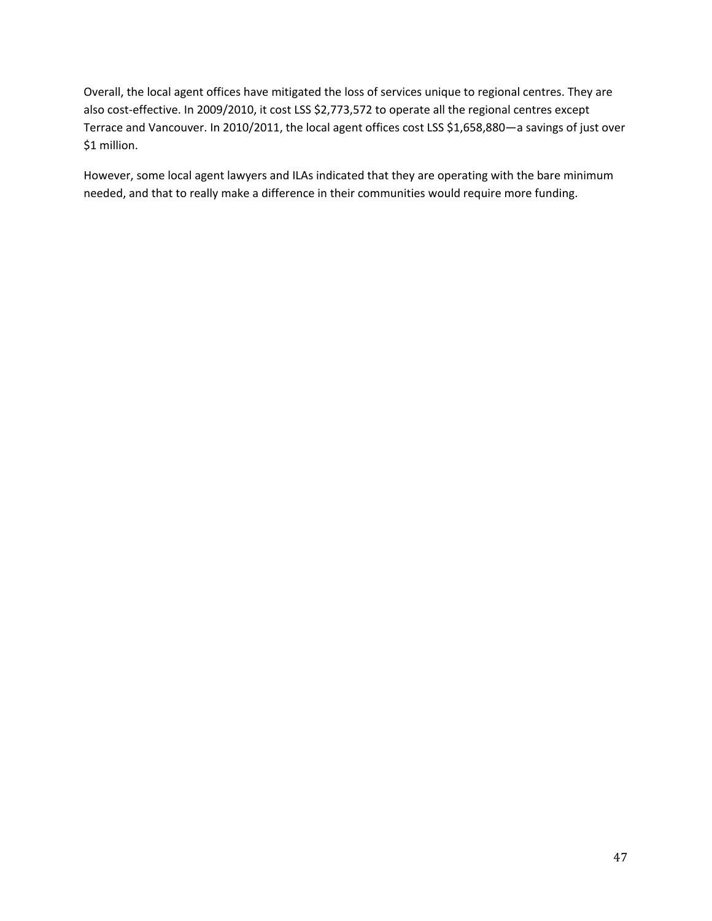Overall, the local agent offices have mitigated the loss of services unique to regional centres. They are also cost-effective. In 2009/2010, it cost LSS $2,773,572 to operate all the regional centres except Terrace and Vancouver. In 2010/2011, the local agent offices cost LSS $1,658,880—a savings of just over $1 million.

However, some local agent lawyers and ILAs indicated that they are operating with the bare minimum needed, and that to really make a difference in their communities would require more funding.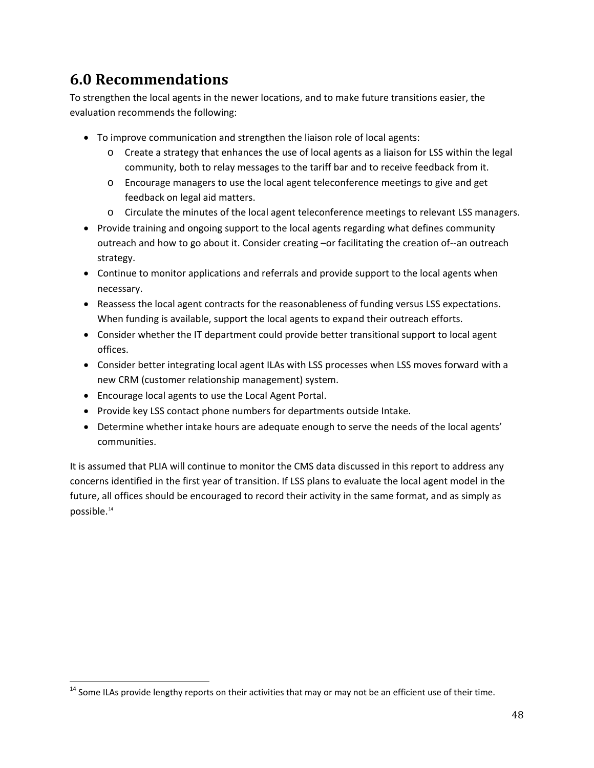# 6.0 Recommendations

To strengthen the local agents in the newer locations, and to make future transitions easier, the evaluation recommends the following:

- To improve communication and strengthen the liaison role of local agents:
  - Create a strategy that enhances the use of local agents as a liaison for LSS within the legal community, both to relay messages to the tariff bar and to receive feedback from it.
  - Encourage managers to use the local agent teleconference meetings to give and get feedback on legal aid matters.
  - Circulate the minutes of the local agent teleconference meetings to relevant LSS managers.
- Provide training and ongoing support to the local agents regarding what defines community outreach and how to go about it. Consider creating –or facilitating the creation of--an outreach strategy.
- Continue to monitor applications and referrals and provide support to the local agents when necessary.
- Reassess the local agent contracts for the reasonableness of funding versus LSS expectations. When funding is available, support the local agents to expand their outreach efforts.
- Consider whether the IT department could provide better transitional support to local agent offices.
- Consider better integrating local agent ILAs with LSS processes when LSS moves forward with a new CRM (customer relationship management) system.
- Encourage local agents to use the Local Agent Portal.
- Provide key LSS contact phone numbers for departments outside Intake.
- Determine whether intake hours are adequate enough to serve the needs of the local agents' communities.

It is assumed that PLIA will continue to monitor the CMS data discussed in this report to address any concerns identified in the first year of transition. If LSS plans to evaluate the local agent model in the future, all offices should be encouraged to record their activity in the same format, and as simply as possible.[14]

[14] Some ILAs provide lengthy reports on their activities that may or may not be an efficient use of their time.